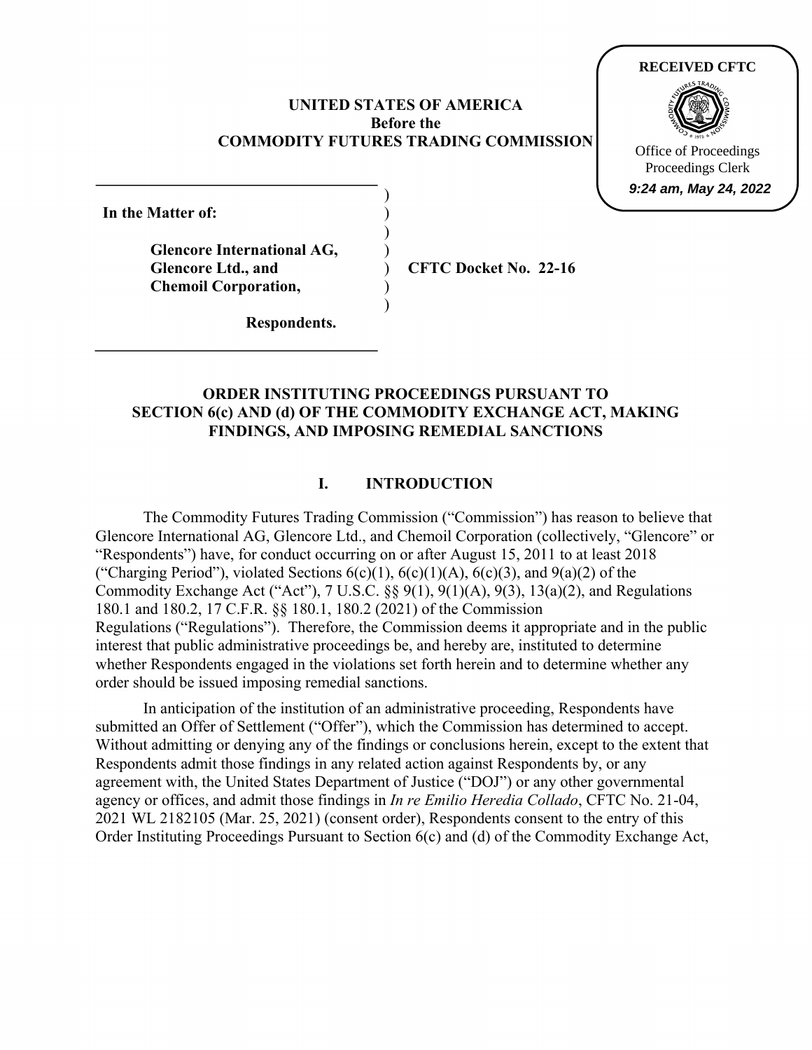RECEIVED CFTC

Office of Proceedings
Proceedings Clerk
*9:24 am, May 24, 2022*

**UNITED STATES OF AMERICA**
**Before the**
**COMMODITY FUTURES TRADING COMMISSION**

| | | |
|---|---|---|
| **In the Matter of:** | ) | |
| | ) | |
| **Glencore International AG,** | ) | |
| **Glencore Ltd., and** | ) | **CFTC Docket No. 22-16** |
| **Chemoil Corporation,** | ) | |
| | ) | |
| **Respondents.** | | |

**ORDER INSTITUTING PROCEEDINGS PURSUANT TO SECTION 6(c) AND (d) OF THE COMMODITY EXCHANGE ACT, MAKING FINDINGS, AND IMPOSING REMEDIAL SANCTIONS**

## I. INTRODUCTION

The Commodity Futures Trading Commission ("Commission") has reason to believe that Glencore International AG, Glencore Ltd., and Chemoil Corporation (collectively, "Glencore" or "Respondents") have, for conduct occurring on or after August 15, 2011 to at least 2018 ("Charging Period"), violated Sections 6(c)(1), 6(c)(1)(A), 6(c)(3), and 9(a)(2) of the Commodity Exchange Act ("Act"), 7 U.S.C. §§ 9(1), 9(1)(A), 9(3), 13(a)(2), and Regulations 180.1 and 180.2, 17 C.F.R. §§ 180.1, 180.2 (2021) of the Commission Regulations ("Regulations"). Therefore, the Commission deems it appropriate and in the public interest that public administrative proceedings be, and hereby are, instituted to determine whether Respondents engaged in the violations set forth herein and to determine whether any order should be issued imposing remedial sanctions.

In anticipation of the institution of an administrative proceeding, Respondents have submitted an Offer of Settlement ("Offer"), which the Commission has determined to accept. Without admitting or denying any of the findings or conclusions herein, except to the extent that Respondents admit those findings in any related action against Respondents by, or any agreement with, the United States Department of Justice ("DOJ") or any other governmental agency or offices, and admit those findings in *In re Emilio Heredia Collado*, CFTC No. 21-04, 2021 WL 2182105 (Mar. 25, 2021) (consent order), Respondents consent to the entry of this Order Instituting Proceedings Pursuant to Section 6(c) and (d) of the Commodity Exchange Act,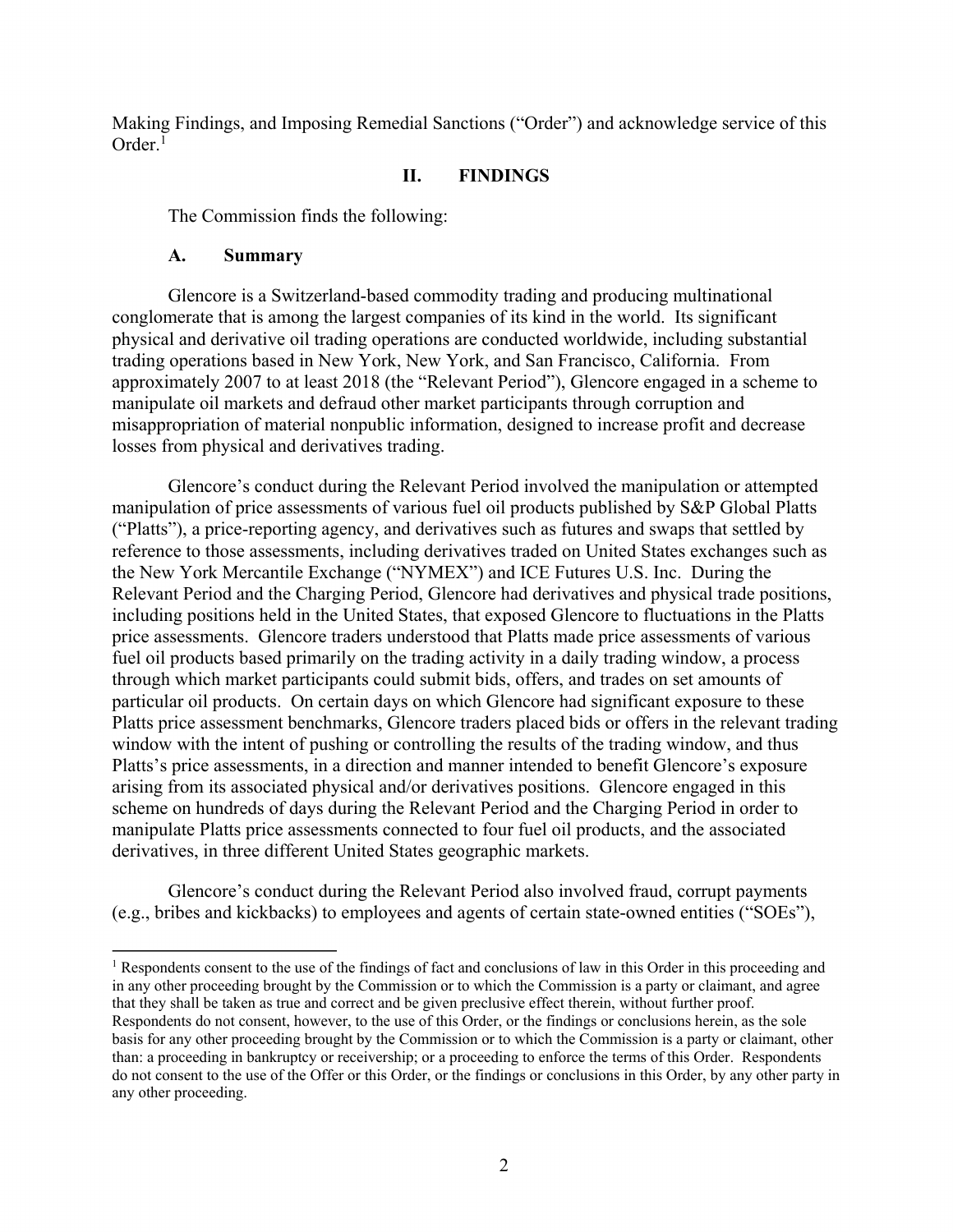Making Findings, and Imposing Remedial Sanctions ("Order") and acknowledge service of this Order.[1]

## II. FINDINGS

The Commission finds the following:

### A. Summary

Glencore is a Switzerland-based commodity trading and producing multinational conglomerate that is among the largest companies of its kind in the world. Its significant physical and derivative oil trading operations are conducted worldwide, including substantial trading operations based in New York, New York, and San Francisco, California. From approximately 2007 to at least 2018 (the "Relevant Period"), Glencore engaged in a scheme to manipulate oil markets and defraud other market participants through corruption and misappropriation of material nonpublic information, designed to increase profit and decrease losses from physical and derivatives trading.

Glencore's conduct during the Relevant Period involved the manipulation or attempted manipulation of price assessments of various fuel oil products published by S&P Global Platts ("Platts"), a price-reporting agency, and derivatives such as futures and swaps that settled by reference to those assessments, including derivatives traded on United States exchanges such as the New York Mercantile Exchange ("NYMEX") and ICE Futures U.S. Inc. During the Relevant Period and the Charging Period, Glencore had derivatives and physical trade positions, including positions held in the United States, that exposed Glencore to fluctuations in the Platts price assessments. Glencore traders understood that Platts made price assessments of various fuel oil products based primarily on the trading activity in a daily trading window, a process through which market participants could submit bids, offers, and trades on set amounts of particular oil products. On certain days on which Glencore had significant exposure to these Platts price assessment benchmarks, Glencore traders placed bids or offers in the relevant trading window with the intent of pushing or controlling the results of the trading window, and thus Platts's price assessments, in a direction and manner intended to benefit Glencore's exposure arising from its associated physical and/or derivatives positions. Glencore engaged in this scheme on hundreds of days during the Relevant Period and the Charging Period in order to manipulate Platts price assessments connected to four fuel oil products, and the associated derivatives, in three different United States geographic markets.

Glencore's conduct during the Relevant Period also involved fraud, corrupt payments (e.g., bribes and kickbacks) to employees and agents of certain state-owned entities ("SOEs"),

---

[1] Respondents consent to the use of the findings of fact and conclusions of law in this Order in this proceeding and in any other proceeding brought by the Commission or to which the Commission is a party or claimant, and agree that they shall be taken as true and correct and be given preclusive effect therein, without further proof. Respondents do not consent, however, to the use of this Order, or the findings or conclusions herein, as the sole basis for any other proceeding brought by the Commission or to which the Commission is a party or claimant, other than: a proceeding in bankruptcy or receivership; or a proceeding to enforce the terms of this Order. Respondents do not consent to the use of the Offer or this Order, or the findings or conclusions in this Order, by any other party in any other proceeding.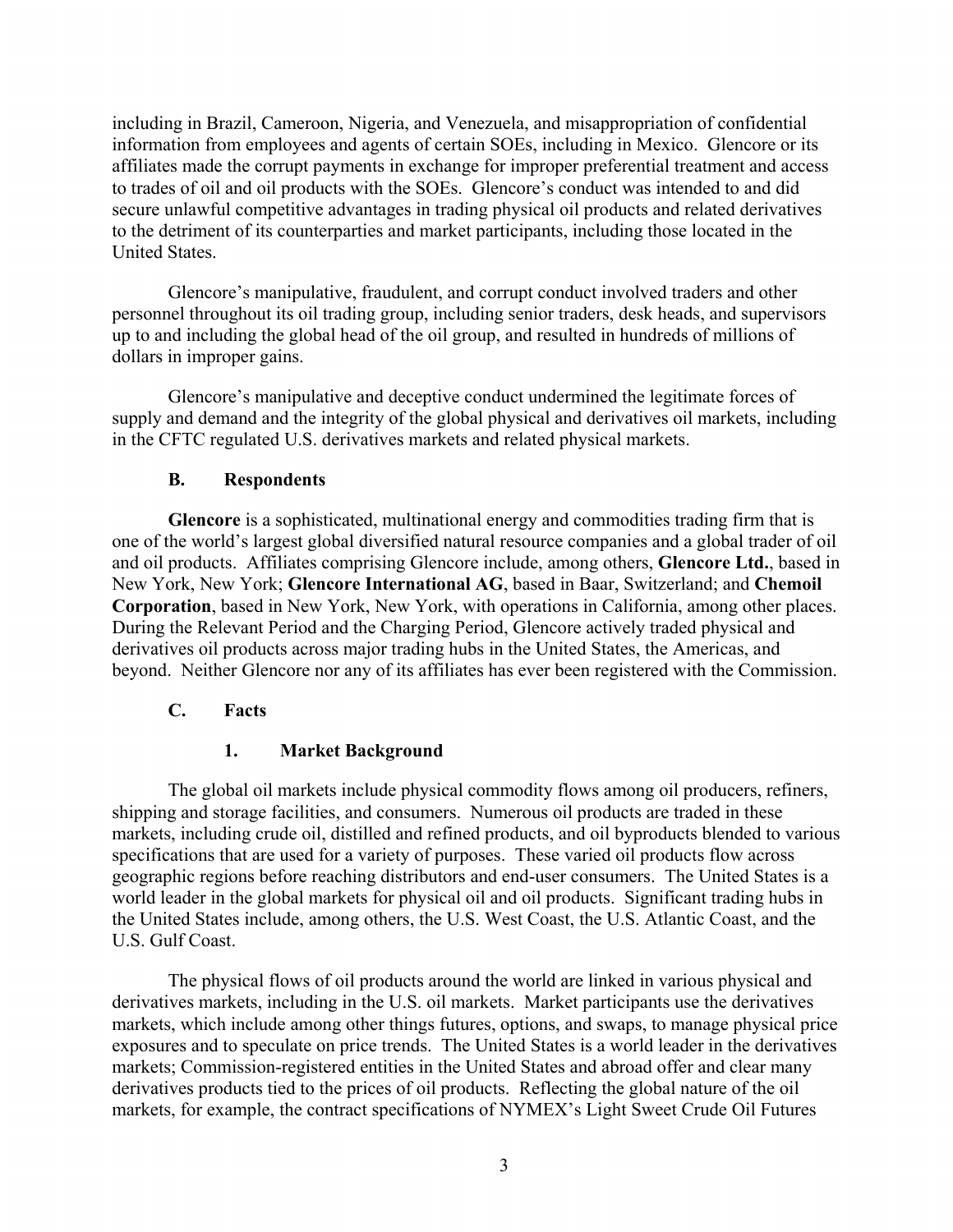including in Brazil, Cameroon, Nigeria, and Venezuela, and misappropriation of confidential information from employees and agents of certain SOEs, including in Mexico. Glencore or its affiliates made the corrupt payments in exchange for improper preferential treatment and access to trades of oil and oil products with the SOEs. Glencore's conduct was intended to and did secure unlawful competitive advantages in trading physical oil products and related derivatives to the detriment of its counterparties and market participants, including those located in the United States.

Glencore's manipulative, fraudulent, and corrupt conduct involved traders and other personnel throughout its oil trading group, including senior traders, desk heads, and supervisors up to and including the global head of the oil group, and resulted in hundreds of millions of dollars in improper gains.

Glencore's manipulative and deceptive conduct undermined the legitimate forces of supply and demand and the integrity of the global physical and derivatives oil markets, including in the CFTC regulated U.S. derivatives markets and related physical markets.

### B. Respondents

**Glencore** is a sophisticated, multinational energy and commodities trading firm that is one of the world's largest global diversified natural resource companies and a global trader of oil and oil products. Affiliates comprising Glencore include, among others, **Glencore Ltd.**, based in New York, New York; **Glencore International AG**, based in Baar, Switzerland; and **Chemoil Corporation**, based in New York, New York, with operations in California, among other places. During the Relevant Period and the Charging Period, Glencore actively traded physical and derivatives oil products across major trading hubs in the United States, the Americas, and beyond. Neither Glencore nor any of its affiliates has ever been registered with the Commission.

### C. Facts

#### 1. Market Background

The global oil markets include physical commodity flows among oil producers, refiners, shipping and storage facilities, and consumers. Numerous oil products are traded in these markets, including crude oil, distilled and refined products, and oil byproducts blended to various specifications that are used for a variety of purposes. These varied oil products flow across geographic regions before reaching distributors and end-user consumers. The United States is a world leader in the global markets for physical oil and oil products. Significant trading hubs in the United States include, among others, the U.S. West Coast, the U.S. Atlantic Coast, and the U.S. Gulf Coast.

The physical flows of oil products around the world are linked in various physical and derivatives markets, including in the U.S. oil markets. Market participants use the derivatives markets, which include among other things futures, options, and swaps, to manage physical price exposures and to speculate on price trends. The United States is a world leader in the derivatives markets; Commission-registered entities in the United States and abroad offer and clear many derivatives products tied to the prices of oil products. Reflecting the global nature of the oil markets, for example, the contract specifications of NYMEX's Light Sweet Crude Oil Futures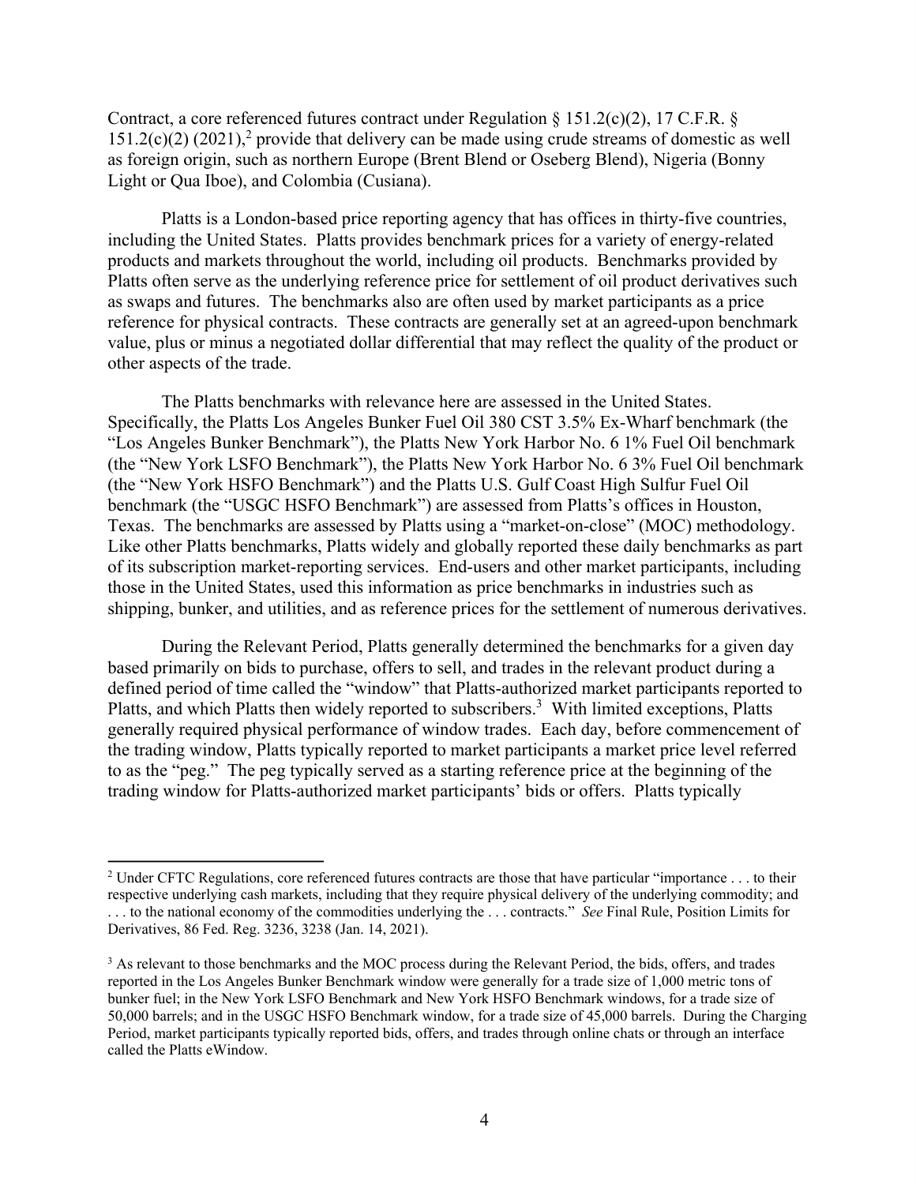Contract, a core referenced futures contract under Regulation § 151.2(c)(2), 17 C.F.R. § 151.2(c)(2) (2021),[2] provide that delivery can be made using crude streams of domestic as well as foreign origin, such as northern Europe (Brent Blend or Oseberg Blend), Nigeria (Bonny Light or Qua Iboe), and Colombia (Cusiana).

Platts is a London-based price reporting agency that has offices in thirty-five countries, including the United States. Platts provides benchmark prices for a variety of energy-related products and markets throughout the world, including oil products. Benchmarks provided by Platts often serve as the underlying reference price for settlement of oil product derivatives such as swaps and futures. The benchmarks also are often used by market participants as a price reference for physical contracts. These contracts are generally set at an agreed-upon benchmark value, plus or minus a negotiated dollar differential that may reflect the quality of the product or other aspects of the trade.

The Platts benchmarks with relevance here are assessed in the United States. Specifically, the Platts Los Angeles Bunker Fuel Oil 380 CST 3.5% Ex-Wharf benchmark (the "Los Angeles Bunker Benchmark"), the Platts New York Harbor No. 6 1% Fuel Oil benchmark (the "New York LSFO Benchmark"), the Platts New York Harbor No. 6 3% Fuel Oil benchmark (the "New York HSFO Benchmark") and the Platts U.S. Gulf Coast High Sulfur Fuel Oil benchmark (the "USGC HSFO Benchmark") are assessed from Platts's offices in Houston, Texas. The benchmarks are assessed by Platts using a "market-on-close" (MOC) methodology. Like other Platts benchmarks, Platts widely and globally reported these daily benchmarks as part of its subscription market-reporting services. End-users and other market participants, including those in the United States, used this information as price benchmarks in industries such as shipping, bunker, and utilities, and as reference prices for the settlement of numerous derivatives.

During the Relevant Period, Platts generally determined the benchmarks for a given day based primarily on bids to purchase, offers to sell, and trades in the relevant product during a defined period of time called the "window" that Platts-authorized market participants reported to Platts, and which Platts then widely reported to subscribers.[3] With limited exceptions, Platts generally required physical performance of window trades. Each day, before commencement of the trading window, Platts typically reported to market participants a market price level referred to as the "peg." The peg typically served as a starting reference price at the beginning of the trading window for Platts-authorized market participants' bids or offers. Platts typically

---

[2] Under CFTC Regulations, core referenced futures contracts are those that have particular "importance . . . to their respective underlying cash markets, including that they require physical delivery of the underlying commodity; and . . . to the national economy of the commodities underlying the . . . contracts." *See* Final Rule, Position Limits for Derivatives, 86 Fed. Reg. 3236, 3238 (Jan. 14, 2021).

[3] As relevant to those benchmarks and the MOC process during the Relevant Period, the bids, offers, and trades reported in the Los Angeles Bunker Benchmark window were generally for a trade size of 1,000 metric tons of bunker fuel; in the New York LSFO Benchmark and New York HSFO Benchmark windows, for a trade size of 50,000 barrels; and in the USGC HSFO Benchmark window, for a trade size of 45,000 barrels. During the Charging Period, market participants typically reported bids, offers, and trades through online chats or through an interface called the Platts eWindow.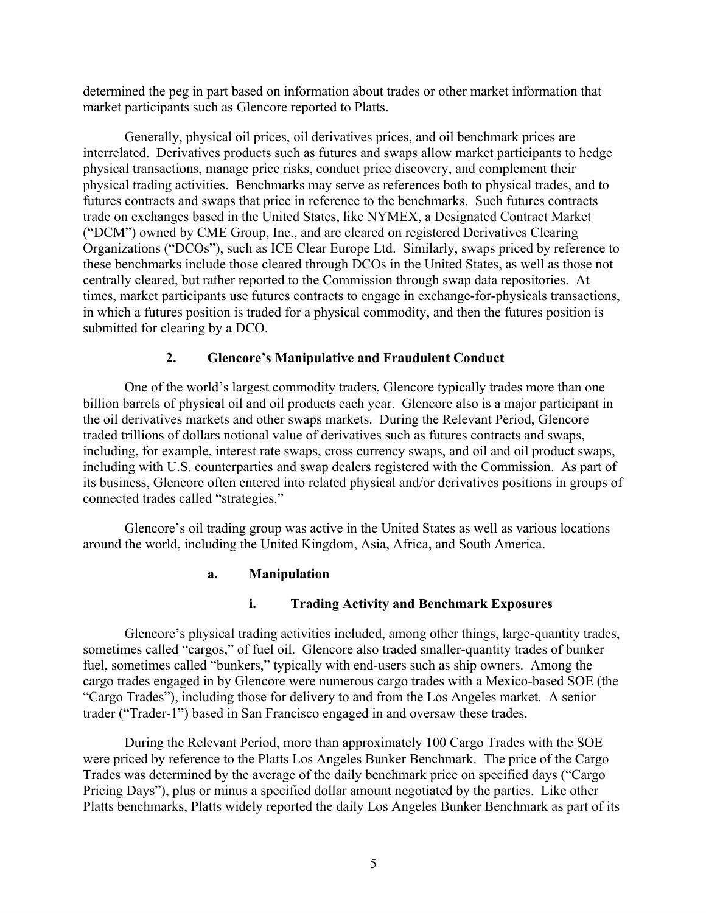determined the peg in part based on information about trades or other market information that market participants such as Glencore reported to Platts.

Generally, physical oil prices, oil derivatives prices, and oil benchmark prices are interrelated. Derivatives products such as futures and swaps allow market participants to hedge physical transactions, manage price risks, conduct price discovery, and complement their physical trading activities. Benchmarks may serve as references both to physical trades, and to futures contracts and swaps that price in reference to the benchmarks. Such futures contracts trade on exchanges based in the United States, like NYMEX, a Designated Contract Market ("DCM") owned by CME Group, Inc., and are cleared on registered Derivatives Clearing Organizations ("DCOs"), such as ICE Clear Europe Ltd. Similarly, swaps priced by reference to these benchmarks include those cleared through DCOs in the United States, as well as those not centrally cleared, but rather reported to the Commission through swap data repositories. At times, market participants use futures contracts to engage in exchange-for-physicals transactions, in which a futures position is traded for a physical commodity, and then the futures position is submitted for clearing by a DCO.

### 2. Glencore's Manipulative and Fraudulent Conduct

One of the world's largest commodity traders, Glencore typically trades more than one billion barrels of physical oil and oil products each year. Glencore also is a major participant in the oil derivatives markets and other swaps markets. During the Relevant Period, Glencore traded trillions of dollars notional value of derivatives such as futures contracts and swaps, including, for example, interest rate swaps, cross currency swaps, and oil and oil product swaps, including with U.S. counterparties and swap dealers registered with the Commission. As part of its business, Glencore often entered into related physical and/or derivatives positions in groups of connected trades called "strategies."

Glencore's oil trading group was active in the United States as well as various locations around the world, including the United Kingdom, Asia, Africa, and South America.

#### a. Manipulation

##### i. Trading Activity and Benchmark Exposures

Glencore's physical trading activities included, among other things, large-quantity trades, sometimes called "cargos," of fuel oil. Glencore also traded smaller-quantity trades of bunker fuel, sometimes called "bunkers," typically with end-users such as ship owners. Among the cargo trades engaged in by Glencore were numerous cargo trades with a Mexico-based SOE (the "Cargo Trades"), including those for delivery to and from the Los Angeles market. A senior trader ("Trader-1") based in San Francisco engaged in and oversaw these trades.

During the Relevant Period, more than approximately 100 Cargo Trades with the SOE were priced by reference to the Platts Los Angeles Bunker Benchmark. The price of the Cargo Trades was determined by the average of the daily benchmark price on specified days ("Cargo Pricing Days"), plus or minus a specified dollar amount negotiated by the parties. Like other Platts benchmarks, Platts widely reported the daily Los Angeles Bunker Benchmark as part of its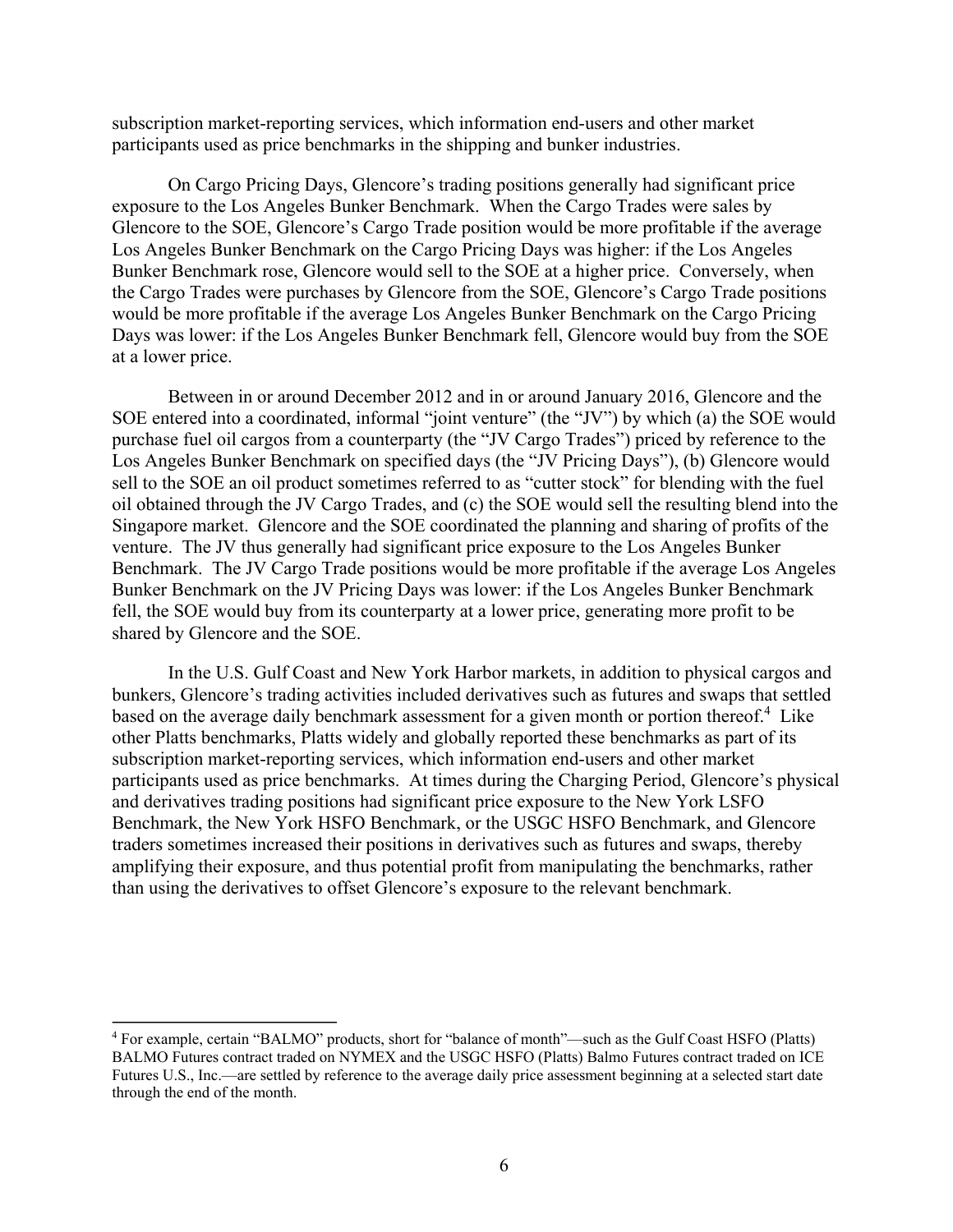subscription market-reporting services, which information end-users and other market participants used as price benchmarks in the shipping and bunker industries.

On Cargo Pricing Days, Glencore's trading positions generally had significant price exposure to the Los Angeles Bunker Benchmark. When the Cargo Trades were sales by Glencore to the SOE, Glencore's Cargo Trade position would be more profitable if the average Los Angeles Bunker Benchmark on the Cargo Pricing Days was higher: if the Los Angeles Bunker Benchmark rose, Glencore would sell to the SOE at a higher price. Conversely, when the Cargo Trades were purchases by Glencore from the SOE, Glencore's Cargo Trade positions would be more profitable if the average Los Angeles Bunker Benchmark on the Cargo Pricing Days was lower: if the Los Angeles Bunker Benchmark fell, Glencore would buy from the SOE at a lower price.

Between in or around December 2012 and in or around January 2016, Glencore and the SOE entered into a coordinated, informal "joint venture" (the "JV") by which (a) the SOE would purchase fuel oil cargos from a counterparty (the "JV Cargo Trades") priced by reference to the Los Angeles Bunker Benchmark on specified days (the "JV Pricing Days"), (b) Glencore would sell to the SOE an oil product sometimes referred to as "cutter stock" for blending with the fuel oil obtained through the JV Cargo Trades, and (c) the SOE would sell the resulting blend into the Singapore market. Glencore and the SOE coordinated the planning and sharing of profits of the venture. The JV thus generally had significant price exposure to the Los Angeles Bunker Benchmark. The JV Cargo Trade positions would be more profitable if the average Los Angeles Bunker Benchmark on the JV Pricing Days was lower: if the Los Angeles Bunker Benchmark fell, the SOE would buy from its counterparty at a lower price, generating more profit to be shared by Glencore and the SOE.

In the U.S. Gulf Coast and New York Harbor markets, in addition to physical cargos and bunkers, Glencore's trading activities included derivatives such as futures and swaps that settled based on the average daily benchmark assessment for a given month or portion thereof.[4] Like other Platts benchmarks, Platts widely and globally reported these benchmarks as part of its subscription market-reporting services, which information end-users and other market participants used as price benchmarks. At times during the Charging Period, Glencore's physical and derivatives trading positions had significant price exposure to the New York LSFO Benchmark, the New York HSFO Benchmark, or the USGC HSFO Benchmark, and Glencore traders sometimes increased their positions in derivatives such as futures and swaps, thereby amplifying their exposure, and thus potential profit from manipulating the benchmarks, rather than using the derivatives to offset Glencore's exposure to the relevant benchmark.

[4] For example, certain "BALMO" products, short for "balance of month"—such as the Gulf Coast HSFO (Platts) BALMO Futures contract traded on NYMEX and the USGC HSFO (Platts) Balmo Futures contract traded on ICE Futures U.S., Inc.—are settled by reference to the average daily price assessment beginning at a selected start date through the end of the month.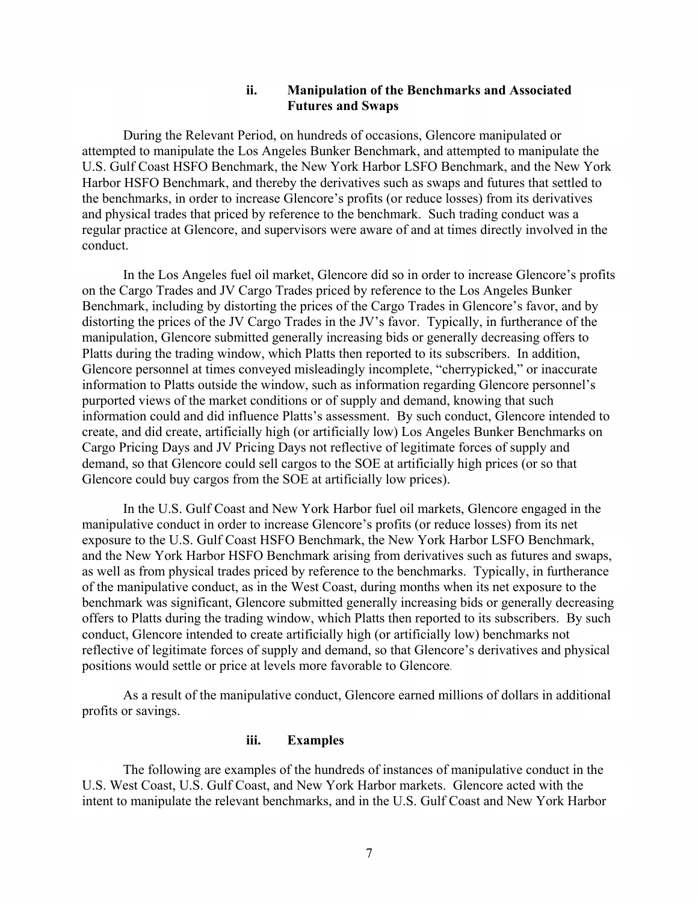#### ii. Manipulation of the Benchmarks and Associated Futures and Swaps

During the Relevant Period, on hundreds of occasions, Glencore manipulated or attempted to manipulate the Los Angeles Bunker Benchmark, and attempted to manipulate the U.S. Gulf Coast HSFO Benchmark, the New York Harbor LSFO Benchmark, and the New York Harbor HSFO Benchmark, and thereby the derivatives such as swaps and futures that settled to the benchmarks, in order to increase Glencore's profits (or reduce losses) from its derivatives and physical trades that priced by reference to the benchmark. Such trading conduct was a regular practice at Glencore, and supervisors were aware of and at times directly involved in the conduct.

In the Los Angeles fuel oil market, Glencore did so in order to increase Glencore's profits on the Cargo Trades and JV Cargo Trades priced by reference to the Los Angeles Bunker Benchmark, including by distorting the prices of the Cargo Trades in Glencore's favor, and by distorting the prices of the JV Cargo Trades in the JV's favor. Typically, in furtherance of the manipulation, Glencore submitted generally increasing bids or generally decreasing offers to Platts during the trading window, which Platts then reported to its subscribers. In addition, Glencore personnel at times conveyed misleadingly incomplete, "cherrypicked," or inaccurate information to Platts outside the window, such as information regarding Glencore personnel's purported views of the market conditions or of supply and demand, knowing that such information could and did influence Platts's assessment. By such conduct, Glencore intended to create, and did create, artificially high (or artificially low) Los Angeles Bunker Benchmarks on Cargo Pricing Days and JV Pricing Days not reflective of legitimate forces of supply and demand, so that Glencore could sell cargos to the SOE at artificially high prices (or so that Glencore could buy cargos from the SOE at artificially low prices).

In the U.S. Gulf Coast and New York Harbor fuel oil markets, Glencore engaged in the manipulative conduct in order to increase Glencore's profits (or reduce losses) from its net exposure to the U.S. Gulf Coast HSFO Benchmark, the New York Harbor LSFO Benchmark, and the New York Harbor HSFO Benchmark arising from derivatives such as futures and swaps, as well as from physical trades priced by reference to the benchmarks. Typically, in furtherance of the manipulative conduct, as in the West Coast, during months when its net exposure to the benchmark was significant, Glencore submitted generally increasing bids or generally decreasing offers to Platts during the trading window, which Platts then reported to its subscribers. By such conduct, Glencore intended to create artificially high (or artificially low) benchmarks not reflective of legitimate forces of supply and demand, so that Glencore's derivatives and physical positions would settle or price at levels more favorable to Glencore.

As a result of the manipulative conduct, Glencore earned millions of dollars in additional profits or savings.

#### iii. Examples

The following are examples of the hundreds of instances of manipulative conduct in the U.S. West Coast, U.S. Gulf Coast, and New York Harbor markets. Glencore acted with the intent to manipulate the relevant benchmarks, and in the U.S. Gulf Coast and New York Harbor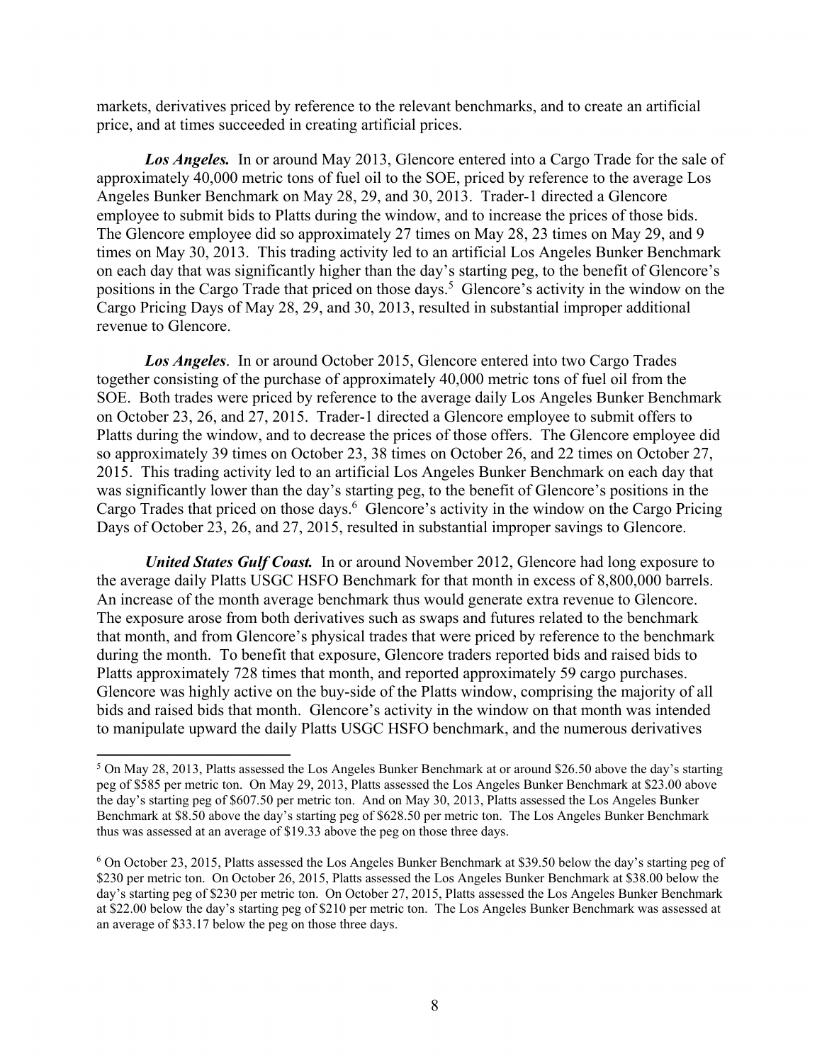markets, derivatives priced by reference to the relevant benchmarks, and to create an artificial price, and at times succeeded in creating artificial prices.

***Los Angeles.*** In or around May 2013, Glencore entered into a Cargo Trade for the sale of approximately 40,000 metric tons of fuel oil to the SOE, priced by reference to the average Los Angeles Bunker Benchmark on May 28, 29, and 30, 2013. Trader-1 directed a Glencore employee to submit bids to Platts during the window, and to increase the prices of those bids. The Glencore employee did so approximately 27 times on May 28, 23 times on May 29, and 9 times on May 30, 2013. This trading activity led to an artificial Los Angeles Bunker Benchmark on each day that was significantly higher than the day's starting peg, to the benefit of Glencore's positions in the Cargo Trade that priced on those days.[5] Glencore's activity in the window on the Cargo Pricing Days of May 28, 29, and 30, 2013, resulted in substantial improper additional revenue to Glencore.

***Los Angeles***. In or around October 2015, Glencore entered into two Cargo Trades together consisting of the purchase of approximately 40,000 metric tons of fuel oil from the SOE. Both trades were priced by reference to the average daily Los Angeles Bunker Benchmark on October 23, 26, and 27, 2015. Trader-1 directed a Glencore employee to submit offers to Platts during the window, and to decrease the prices of those offers. The Glencore employee did so approximately 39 times on October 23, 38 times on October 26, and 22 times on October 27, 2015. This trading activity led to an artificial Los Angeles Bunker Benchmark on each day that was significantly lower than the day's starting peg, to the benefit of Glencore's positions in the Cargo Trades that priced on those days.[6] Glencore's activity in the window on the Cargo Pricing Days of October 23, 26, and 27, 2015, resulted in substantial improper savings to Glencore.

***United States Gulf Coast.*** In or around November 2012, Glencore had long exposure to the average daily Platts USGC HSFO Benchmark for that month in excess of 8,800,000 barrels. An increase of the month average benchmark thus would generate extra revenue to Glencore. The exposure arose from both derivatives such as swaps and futures related to the benchmark that month, and from Glencore's physical trades that were priced by reference to the benchmark during the month. To benefit that exposure, Glencore traders reported bids and raised bids to Platts approximately 728 times that month, and reported approximately 59 cargo purchases. Glencore was highly active on the buy-side of the Platts window, comprising the majority of all bids and raised bids that month. Glencore's activity in the window on that month was intended to manipulate upward the daily Platts USGC HSFO benchmark, and the numerous derivatives

---

[5] On May 28, 2013, Platts assessed the Los Angeles Bunker Benchmark at or around $26.50 above the day's starting peg of $585 per metric ton. On May 29, 2013, Platts assessed the Los Angeles Bunker Benchmark at $23.00 above the day's starting peg of $607.50 per metric ton. And on May 30, 2013, Platts assessed the Los Angeles Bunker Benchmark at $8.50 above the day's starting peg of $628.50 per metric ton. The Los Angeles Bunker Benchmark thus was assessed at an average of $19.33 above the peg on those three days.

[6] On October 23, 2015, Platts assessed the Los Angeles Bunker Benchmark at $39.50 below the day's starting peg of $230 per metric ton. On October 26, 2015, Platts assessed the Los Angeles Bunker Benchmark at $38.00 below the day's starting peg of $230 per metric ton. On October 27, 2015, Platts assessed the Los Angeles Bunker Benchmark at $22.00 below the day's starting peg of $210 per metric ton. The Los Angeles Bunker Benchmark was assessed at an average of $33.17 below the peg on those three days.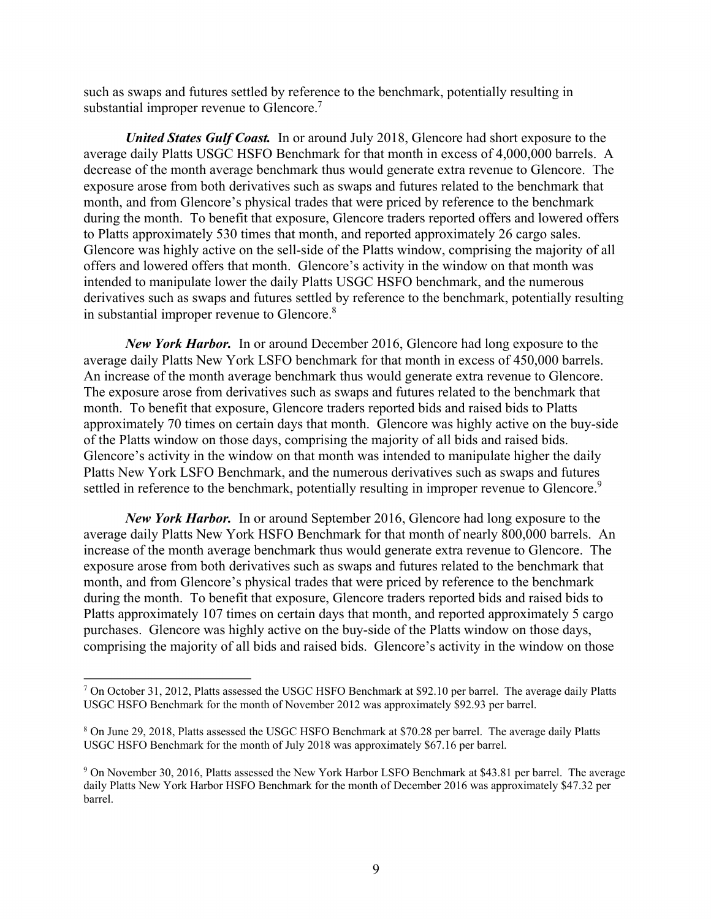such as swaps and futures settled by reference to the benchmark, potentially resulting in substantial improper revenue to Glencore.[7]

***United States Gulf Coast.*** In or around July 2018, Glencore had short exposure to the average daily Platts USGC HSFO Benchmark for that month in excess of 4,000,000 barrels. A decrease of the month average benchmark thus would generate extra revenue to Glencore. The exposure arose from both derivatives such as swaps and futures related to the benchmark that month, and from Glencore's physical trades that were priced by reference to the benchmark during the month. To benefit that exposure, Glencore traders reported offers and lowered offers to Platts approximately 530 times that month, and reported approximately 26 cargo sales. Glencore was highly active on the sell-side of the Platts window, comprising the majority of all offers and lowered offers that month. Glencore's activity in the window on that month was intended to manipulate lower the daily Platts USGC HSFO benchmark, and the numerous derivatives such as swaps and futures settled by reference to the benchmark, potentially resulting in substantial improper revenue to Glencore.[8]

***New York Harbor.*** In or around December 2016, Glencore had long exposure to the average daily Platts New York LSFO benchmark for that month in excess of 450,000 barrels. An increase of the month average benchmark thus would generate extra revenue to Glencore. The exposure arose from derivatives such as swaps and futures related to the benchmark that month. To benefit that exposure, Glencore traders reported bids and raised bids to Platts approximately 70 times on certain days that month. Glencore was highly active on the buy-side of the Platts window on those days, comprising the majority of all bids and raised bids. Glencore's activity in the window on that month was intended to manipulate higher the daily Platts New York LSFO Benchmark, and the numerous derivatives such as swaps and futures settled in reference to the benchmark, potentially resulting in improper revenue to Glencore.[9]

***New York Harbor.*** In or around September 2016, Glencore had long exposure to the average daily Platts New York HSFO Benchmark for that month of nearly 800,000 barrels. An increase of the month average benchmark thus would generate extra revenue to Glencore. The exposure arose from both derivatives such as swaps and futures related to the benchmark that month, and from Glencore's physical trades that were priced by reference to the benchmark during the month. To benefit that exposure, Glencore traders reported bids and raised bids to Platts approximately 107 times on certain days that month, and reported approximately 5 cargo purchases. Glencore was highly active on the buy-side of the Platts window on those days, comprising the majority of all bids and raised bids. Glencore's activity in the window on those

---

[7] On October 31, 2012, Platts assessed the USGC HSFO Benchmark at $92.10 per barrel. The average daily Platts USGC HSFO Benchmark for the month of November 2012 was approximately $92.93 per barrel.

[8] On June 29, 2018, Platts assessed the USGC HSFO Benchmark at $70.28 per barrel. The average daily Platts USGC HSFO Benchmark for the month of July 2018 was approximately $67.16 per barrel.

[9] On November 30, 2016, Platts assessed the New York Harbor LSFO Benchmark at $43.81 per barrel. The average daily Platts New York Harbor HSFO Benchmark for the month of December 2016 was approximately $47.32 per barrel.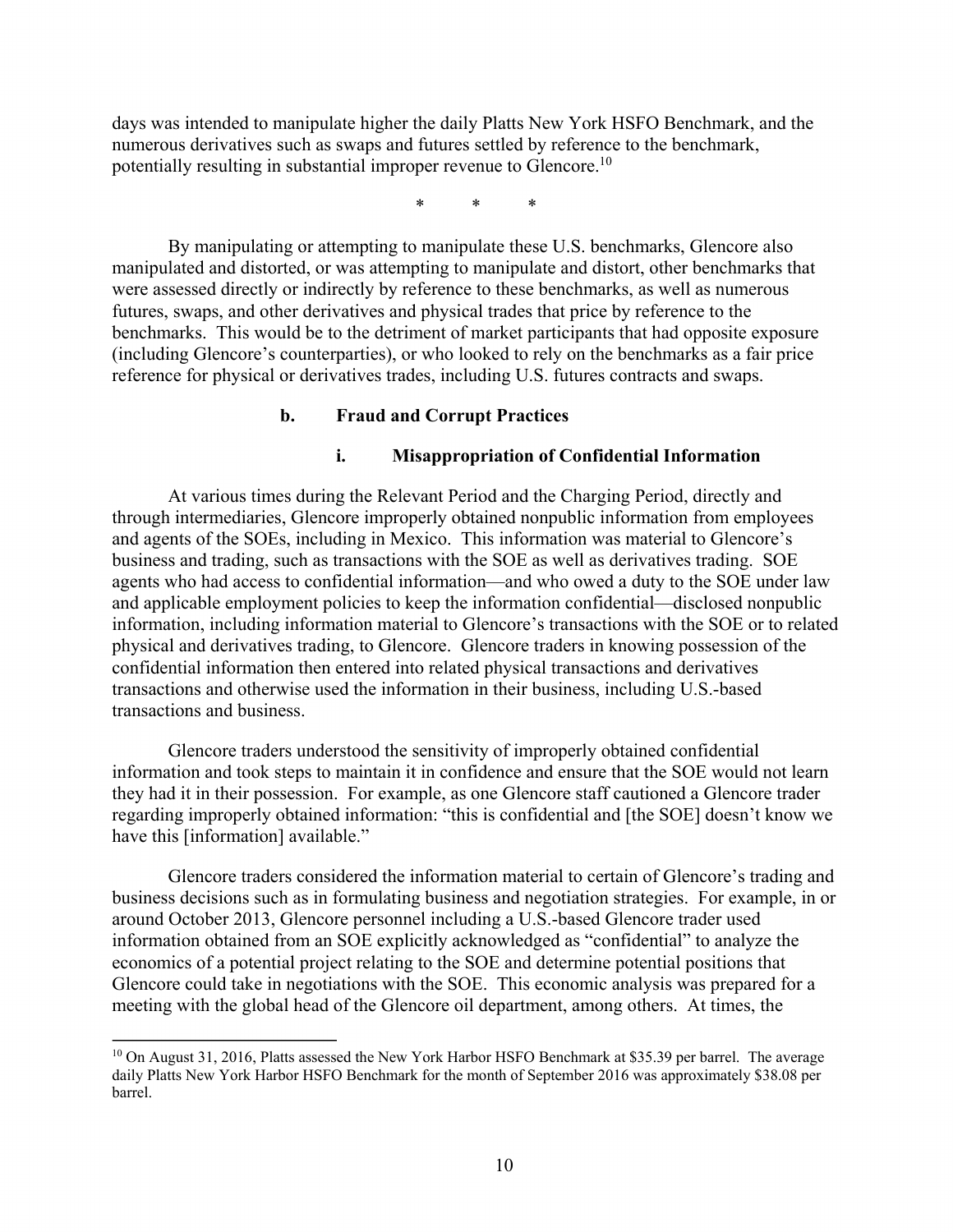days was intended to manipulate higher the daily Platts New York HSFO Benchmark, and the numerous derivatives such as swaps and futures settled by reference to the benchmark, potentially resulting in substantial improper revenue to Glencore.[10]

\* \* \*

By manipulating or attempting to manipulate these U.S. benchmarks, Glencore also manipulated and distorted, or was attempting to manipulate and distort, other benchmarks that were assessed directly or indirectly by reference to these benchmarks, as well as numerous futures, swaps, and other derivatives and physical trades that price by reference to the benchmarks. This would be to the detriment of market participants that had opposite exposure (including Glencore's counterparties), or who looked to rely on the benchmarks as a fair price reference for physical or derivatives trades, including U.S. futures contracts and swaps.

#### b. Fraud and Corrupt Practices

##### i. Misappropriation of Confidential Information

At various times during the Relevant Period and the Charging Period, directly and through intermediaries, Glencore improperly obtained nonpublic information from employees and agents of the SOEs, including in Mexico. This information was material to Glencore's business and trading, such as transactions with the SOE as well as derivatives trading. SOE agents who had access to confidential information—and who owed a duty to the SOE under law and applicable employment policies to keep the information confidential—disclosed nonpublic information, including information material to Glencore's transactions with the SOE or to related physical and derivatives trading, to Glencore. Glencore traders in knowing possession of the confidential information then entered into related physical transactions and derivatives transactions and otherwise used the information in their business, including U.S.-based transactions and business.

Glencore traders understood the sensitivity of improperly obtained confidential information and took steps to maintain it in confidence and ensure that the SOE would not learn they had it in their possession. For example, as one Glencore staff cautioned a Glencore trader regarding improperly obtained information: "this is confidential and [the SOE] doesn't know we have this [information] available."

Glencore traders considered the information material to certain of Glencore's trading and business decisions such as in formulating business and negotiation strategies. For example, in or around October 2013, Glencore personnel including a U.S.-based Glencore trader used information obtained from an SOE explicitly acknowledged as "confidential" to analyze the economics of a potential project relating to the SOE and determine potential positions that Glencore could take in negotiations with the SOE. This economic analysis was prepared for a meeting with the global head of the Glencore oil department, among others. At times, the

[10] On August 31, 2016, Platts assessed the New York Harbor HSFO Benchmark at $35.39 per barrel. The average daily Platts New York Harbor HSFO Benchmark for the month of September 2016 was approximately $38.08 per barrel.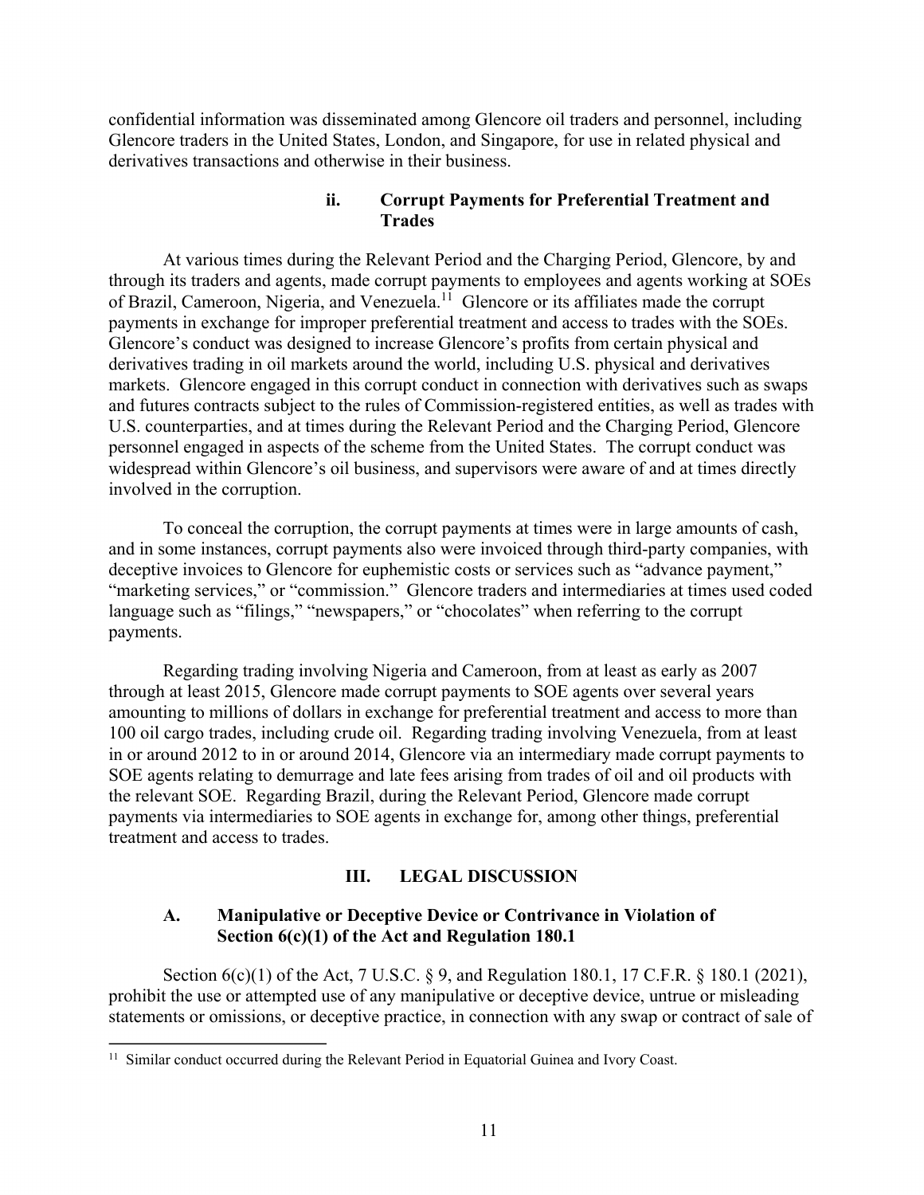confidential information was disseminated among Glencore oil traders and personnel, including Glencore traders in the United States, London, and Singapore, for use in related physical and derivatives transactions and otherwise in their business.

#### ii. Corrupt Payments for Preferential Treatment and Trades

At various times during the Relevant Period and the Charging Period, Glencore, by and through its traders and agents, made corrupt payments to employees and agents working at SOEs of Brazil, Cameroon, Nigeria, and Venezuela.[11] Glencore or its affiliates made the corrupt payments in exchange for improper preferential treatment and access to trades with the SOEs. Glencore's conduct was designed to increase Glencore's profits from certain physical and derivatives trading in oil markets around the world, including U.S. physical and derivatives markets. Glencore engaged in this corrupt conduct in connection with derivatives such as swaps and futures contracts subject to the rules of Commission-registered entities, as well as trades with U.S. counterparties, and at times during the Relevant Period and the Charging Period, Glencore personnel engaged in aspects of the scheme from the United States. The corrupt conduct was widespread within Glencore's oil business, and supervisors were aware of and at times directly involved in the corruption.

To conceal the corruption, the corrupt payments at times were in large amounts of cash, and in some instances, corrupt payments also were invoiced through third-party companies, with deceptive invoices to Glencore for euphemistic costs or services such as "advance payment," "marketing services," or "commission." Glencore traders and intermediaries at times used coded language such as "filings," "newspapers," or "chocolates" when referring to the corrupt payments.

Regarding trading involving Nigeria and Cameroon, from at least as early as 2007 through at least 2015, Glencore made corrupt payments to SOE agents over several years amounting to millions of dollars in exchange for preferential treatment and access to more than 100 oil cargo trades, including crude oil. Regarding trading involving Venezuela, from at least in or around 2012 to in or around 2014, Glencore via an intermediary made corrupt payments to SOE agents relating to demurrage and late fees arising from trades of oil and oil products with the relevant SOE. Regarding Brazil, during the Relevant Period, Glencore made corrupt payments via intermediaries to SOE agents in exchange for, among other things, preferential treatment and access to trades.

## III. LEGAL DISCUSSION

### A. Manipulative or Deceptive Device or Contrivance in Violation of Section 6(c)(1) of the Act and Regulation 180.1

Section 6(c)(1) of the Act, 7 U.S.C. § 9, and Regulation 180.1, 17 C.F.R. § 180.1 (2021), prohibit the use or attempted use of any manipulative or deceptive device, untrue or misleading statements or omissions, or deceptive practice, in connection with any swap or contract of sale of

[11] Similar conduct occurred during the Relevant Period in Equatorial Guinea and Ivory Coast.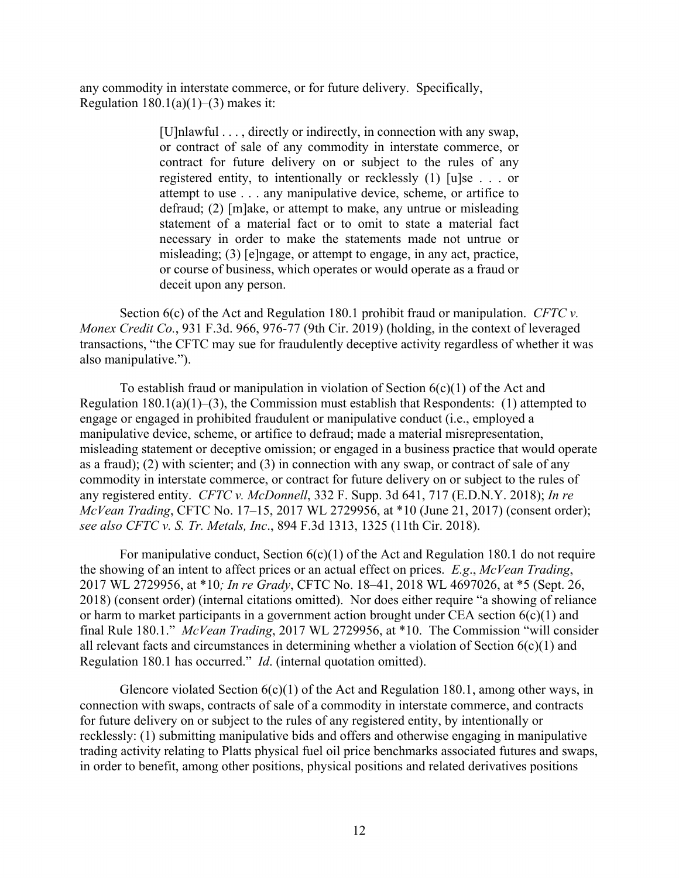any commodity in interstate commerce, or for future delivery. Specifically, Regulation 180.1(a)(1)–(3) makes it:

> [U]nlawful . . . , directly or indirectly, in connection with any swap, or contract of sale of any commodity in interstate commerce, or contract for future delivery on or subject to the rules of any registered entity, to intentionally or recklessly (1) [u]se . . . or attempt to use . . . any manipulative device, scheme, or artifice to defraud; (2) [m]ake, or attempt to make, any untrue or misleading statement of a material fact or to omit to state a material fact necessary in order to make the statements made not untrue or misleading; (3) [e]ngage, or attempt to engage, in any act, practice, or course of business, which operates or would operate as a fraud or deceit upon any person.

Section 6(c) of the Act and Regulation 180.1 prohibit fraud or manipulation. *CFTC v. Monex Credit Co.*, 931 F.3d. 966, 976-77 (9th Cir. 2019) (holding, in the context of leveraged transactions, "the CFTC may sue for fraudulently deceptive activity regardless of whether it was also manipulative.").

To establish fraud or manipulation in violation of Section 6(c)(1) of the Act and Regulation 180.1(a)(1)–(3), the Commission must establish that Respondents: (1) attempted to engage or engaged in prohibited fraudulent or manipulative conduct (i.e., employed a manipulative device, scheme, or artifice to defraud; made a material misrepresentation, misleading statement or deceptive omission; or engaged in a business practice that would operate as a fraud); (2) with scienter; and (3) in connection with any swap, or contract of sale of any commodity in interstate commerce, or contract for future delivery on or subject to the rules of any registered entity. *CFTC v. McDonnell*, 332 F. Supp. 3d 641, 717 (E.D.N.Y. 2018); *In re McVean Trading*, CFTC No. 17–15, 2017 WL 2729956, at *10 (June 21, 2017) (consent order); *see also CFTC v. S. Tr. Metals, Inc*., 894 F.3d 1313, 1325 (11th Cir. 2018).

For manipulative conduct, Section 6(c)(1) of the Act and Regulation 180.1 do not require the showing of an intent to affect prices or an actual effect on prices. *E.g*., *McVean Trading*, 2017 WL 2729956, at *10*; In re Grady*, CFTC No. 18–41, 2018 WL 4697026, at *5 (Sept. 26, 2018) (consent order) (internal citations omitted). Nor does either require "a showing of reliance or harm to market participants in a government action brought under CEA section 6(c)(1) and final Rule 180.1." *McVean Trading*, 2017 WL 2729956, at *10. The Commission "will consider all relevant facts and circumstances in determining whether a violation of Section 6(c)(1) and Regulation 180.1 has occurred." *Id*. (internal quotation omitted).

Glencore violated Section 6(c)(1) of the Act and Regulation 180.1, among other ways, in connection with swaps, contracts of sale of a commodity in interstate commerce, and contracts for future delivery on or subject to the rules of any registered entity, by intentionally or recklessly: (1) submitting manipulative bids and offers and otherwise engaging in manipulative trading activity relating to Platts physical fuel oil price benchmarks associated futures and swaps, in order to benefit, among other positions, physical positions and related derivatives positions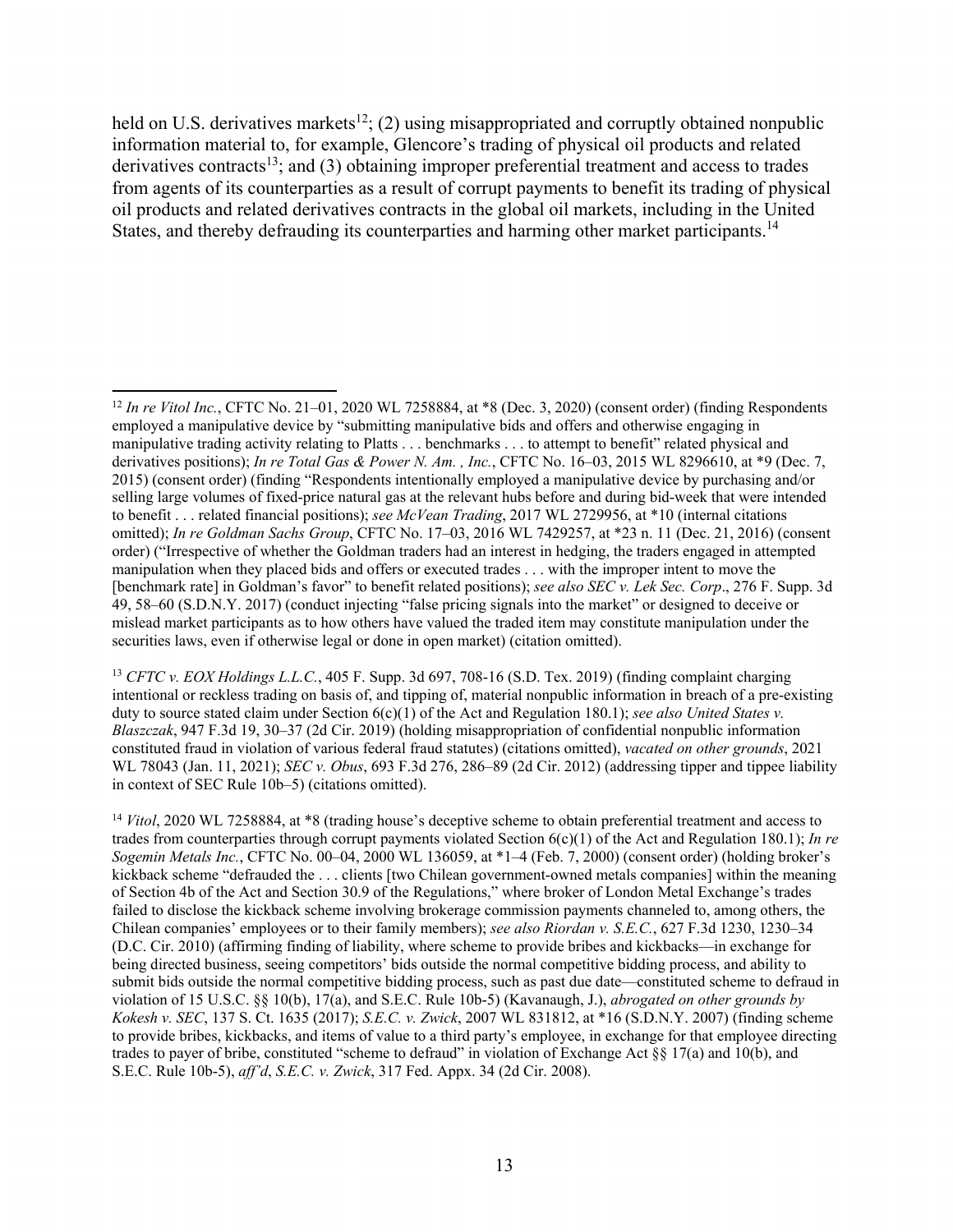held on U.S. derivatives markets[12]; (2) using misappropriated and corruptly obtained nonpublic information material to, for example, Glencore's trading of physical oil products and related derivatives contracts[13]; and (3) obtaining improper preferential treatment and access to trades from agents of its counterparties as a result of corrupt payments to benefit its trading of physical oil products and related derivatives contracts in the global oil markets, including in the United States, and thereby defrauding its counterparties and harming other market participants.[14]

---

[12] *In re Vitol Inc.*, CFTC No. 21–01, 2020 WL 7258884, at *8 (Dec. 3, 2020) (consent order) (finding Respondents employed a manipulative device by "submitting manipulative bids and offers and otherwise engaging in manipulative trading activity relating to Platts . . . benchmarks . . . to attempt to benefit" related physical and derivatives positions); *In re Total Gas & Power N. Am. , Inc.*, CFTC No. 16–03, 2015 WL 8296610, at *9 (Dec. 7, 2015) (consent order) (finding "Respondents intentionally employed a manipulative device by purchasing and/or selling large volumes of fixed-price natural gas at the relevant hubs before and during bid-week that were intended to benefit . . . related financial positions); *see McVean Trading*, 2017 WL 2729956, at *10 (internal citations omitted); *In re Goldman Sachs Group*, CFTC No. 17–03, 2016 WL 7429257, at *23 n. 11 (Dec. 21, 2016) (consent order) ("Irrespective of whether the Goldman traders had an interest in hedging, the traders engaged in attempted manipulation when they placed bids and offers or executed trades . . . with the improper intent to move the [benchmark rate] in Goldman's favor" to benefit related positions); *see also SEC v. Lek Sec. Corp*., 276 F. Supp. 3d 49, 58–60 (S.D.N.Y. 2017) (conduct injecting "false pricing signals into the market" or designed to deceive or mislead market participants as to how others have valued the traded item may constitute manipulation under the securities laws, even if otherwise legal or done in open market) (citation omitted).

[13] *CFTC v. EOX Holdings L.L.C.*, 405 F. Supp. 3d 697, 708-16 (S.D. Tex. 2019) (finding complaint charging intentional or reckless trading on basis of, and tipping of, material nonpublic information in breach of a pre-existing duty to source stated claim under Section 6(c)(1) of the Act and Regulation 180.1); *see also United States v. Blaszczak*, 947 F.3d 19, 30–37 (2d Cir. 2019) (holding misappropriation of confidential nonpublic information constituted fraud in violation of various federal fraud statutes) (citations omitted), *vacated on other grounds*, 2021 WL 78043 (Jan. 11, 2021); *SEC v. Obus*, 693 F.3d 276, 286–89 (2d Cir. 2012) (addressing tipper and tippee liability in context of SEC Rule 10b–5) (citations omitted).

[14] *Vitol*, 2020 WL 7258884, at *8 (trading house's deceptive scheme to obtain preferential treatment and access to trades from counterparties through corrupt payments violated Section 6(c)(1) of the Act and Regulation 180.1); *In re Sogemin Metals Inc.*, CFTC No. 00–04, 2000 WL 136059, at *1–4 (Feb. 7, 2000) (consent order) (holding broker's kickback scheme "defrauded the . . . clients [two Chilean government-owned metals companies] within the meaning of Section 4b of the Act and Section 30.9 of the Regulations," where broker of London Metal Exchange's trades failed to disclose the kickback scheme involving brokerage commission payments channeled to, among others, the Chilean companies' employees or to their family members); *see also Riordan v. S.E.C.*, 627 F.3d 1230, 1230–34 (D.C. Cir. 2010) (affirming finding of liability, where scheme to provide bribes and kickbacks—in exchange for being directed business, seeing competitors' bids outside the normal competitive bidding process, and ability to submit bids outside the normal competitive bidding process, such as past due date—constituted scheme to defraud in violation of 15 U.S.C. §§ 10(b), 17(a), and S.E.C. Rule 10b-5) (Kavanaugh, J.), *abrogated on other grounds by Kokesh v. SEC*, 137 S. Ct. 1635 (2017); *S.E.C. v. Zwick*, 2007 WL 831812, at *16 (S.D.N.Y. 2007) (finding scheme to provide bribes, kickbacks, and items of value to a third party's employee, in exchange for that employee directing trades to payer of bribe, constituted "scheme to defraud" in violation of Exchange Act §§ 17(a) and 10(b), and S.E.C. Rule 10b-5), *aff'd*, *S.E.C. v. Zwick*, 317 Fed. Appx. 34 (2d Cir. 2008).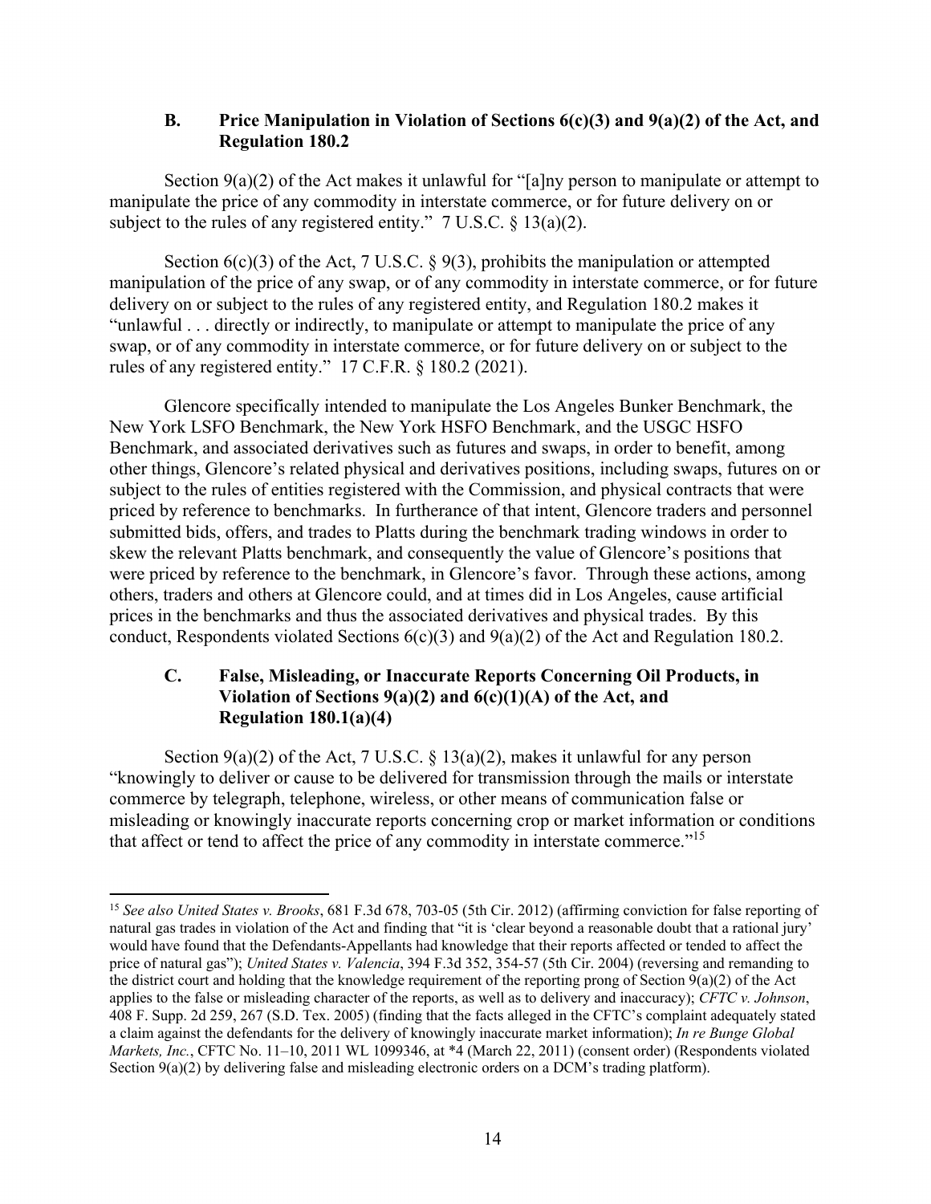### B. Price Manipulation in Violation of Sections 6(c)(3) and 9(a)(2) of the Act, and Regulation 180.2

Section 9(a)(2) of the Act makes it unlawful for "[a]ny person to manipulate or attempt to manipulate the price of any commodity in interstate commerce, or for future delivery on or subject to the rules of any registered entity." 7 U.S.C. § 13(a)(2).

Section 6(c)(3) of the Act, 7 U.S.C. § 9(3), prohibits the manipulation or attempted manipulation of the price of any swap, or of any commodity in interstate commerce, or for future delivery on or subject to the rules of any registered entity, and Regulation 180.2 makes it "unlawful . . . directly or indirectly, to manipulate or attempt to manipulate the price of any swap, or of any commodity in interstate commerce, or for future delivery on or subject to the rules of any registered entity." 17 C.F.R. § 180.2 (2021).

Glencore specifically intended to manipulate the Los Angeles Bunker Benchmark, the New York LSFO Benchmark, the New York HSFO Benchmark, and the USGC HSFO Benchmark, and associated derivatives such as futures and swaps, in order to benefit, among other things, Glencore's related physical and derivatives positions, including swaps, futures on or subject to the rules of entities registered with the Commission, and physical contracts that were priced by reference to benchmarks. In furtherance of that intent, Glencore traders and personnel submitted bids, offers, and trades to Platts during the benchmark trading windows in order to skew the relevant Platts benchmark, and consequently the value of Glencore's positions that were priced by reference to the benchmark, in Glencore's favor. Through these actions, among others, traders and others at Glencore could, and at times did in Los Angeles, cause artificial prices in the benchmarks and thus the associated derivatives and physical trades. By this conduct, Respondents violated Sections 6(c)(3) and 9(a)(2) of the Act and Regulation 180.2.

### C. False, Misleading, or Inaccurate Reports Concerning Oil Products, in Violation of Sections 9(a)(2) and 6(c)(1)(A) of the Act, and Regulation 180.1(a)(4)

Section 9(a)(2) of the Act, 7 U.S.C. § 13(a)(2), makes it unlawful for any person "knowingly to deliver or cause to be delivered for transmission through the mails or interstate commerce by telegraph, telephone, wireless, or other means of communication false or misleading or knowingly inaccurate reports concerning crop or market information or conditions that affect or tend to affect the price of any commodity in interstate commerce."[15]

---

[15] *See also United States v. Brooks*, 681 F.3d 678, 703-05 (5th Cir. 2012) (affirming conviction for false reporting of natural gas trades in violation of the Act and finding that "it is 'clear beyond a reasonable doubt that a rational jury' would have found that the Defendants-Appellants had knowledge that their reports affected or tended to affect the price of natural gas"); *United States v. Valencia*, 394 F.3d 352, 354-57 (5th Cir. 2004) (reversing and remanding to the district court and holding that the knowledge requirement of the reporting prong of Section 9(a)(2) of the Act applies to the false or misleading character of the reports, as well as to delivery and inaccuracy); *CFTC v. Johnson*, 408 F. Supp. 2d 259, 267 (S.D. Tex. 2005) (finding that the facts alleged in the CFTC's complaint adequately stated a claim against the defendants for the delivery of knowingly inaccurate market information); *In re Bunge Global Markets, Inc.*, CFTC No. 11–10, 2011 WL 1099346, at *4 (March 22, 2011) (consent order) (Respondents violated Section 9(a)(2) by delivering false and misleading electronic orders on a DCM's trading platform).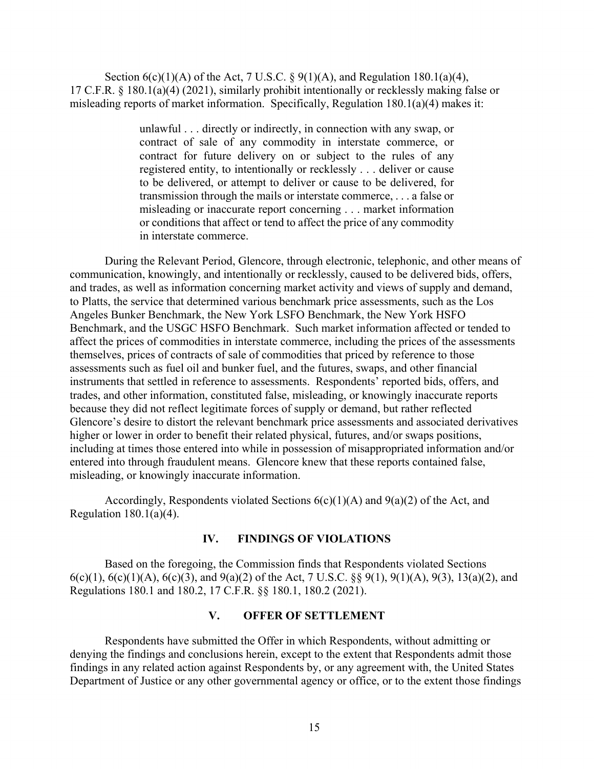Section 6(c)(1)(A) of the Act, 7 U.S.C. § 9(1)(A), and Regulation 180.1(a)(4), 17 C.F.R. § 180.1(a)(4) (2021), similarly prohibit intentionally or recklessly making false or misleading reports of market information. Specifically, Regulation 180.1(a)(4) makes it:

> unlawful . . . directly or indirectly, in connection with any swap, or contract of sale of any commodity in interstate commerce, or contract for future delivery on or subject to the rules of any registered entity, to intentionally or recklessly . . . deliver or cause to be delivered, or attempt to deliver or cause to be delivered, for transmission through the mails or interstate commerce, . . . a false or misleading or inaccurate report concerning . . . market information or conditions that affect or tend to affect the price of any commodity in interstate commerce.

During the Relevant Period, Glencore, through electronic, telephonic, and other means of communication, knowingly, and intentionally or recklessly, caused to be delivered bids, offers, and trades, as well as information concerning market activity and views of supply and demand, to Platts, the service that determined various benchmark price assessments, such as the Los Angeles Bunker Benchmark, the New York LSFO Benchmark, the New York HSFO Benchmark, and the USGC HSFO Benchmark. Such market information affected or tended to affect the prices of commodities in interstate commerce, including the prices of the assessments themselves, prices of contracts of sale of commodities that priced by reference to those assessments such as fuel oil and bunker fuel, and the futures, swaps, and other financial instruments that settled in reference to assessments. Respondents' reported bids, offers, and trades, and other information, constituted false, misleading, or knowingly inaccurate reports because they did not reflect legitimate forces of supply or demand, but rather reflected Glencore's desire to distort the relevant benchmark price assessments and associated derivatives higher or lower in order to benefit their related physical, futures, and/or swaps positions, including at times those entered into while in possession of misappropriated information and/or entered into through fraudulent means. Glencore knew that these reports contained false, misleading, or knowingly inaccurate information.

Accordingly, Respondents violated Sections 6(c)(1)(A) and 9(a)(2) of the Act, and Regulation 180.1(a)(4).

## IV. FINDINGS OF VIOLATIONS

Based on the foregoing, the Commission finds that Respondents violated Sections 6(c)(1), 6(c)(1)(A), 6(c)(3), and 9(a)(2) of the Act, 7 U.S.C. §§ 9(1), 9(1)(A), 9(3), 13(a)(2), and Regulations 180.1 and 180.2, 17 C.F.R. §§ 180.1, 180.2 (2021).

## V. OFFER OF SETTLEMENT

Respondents have submitted the Offer in which Respondents, without admitting or denying the findings and conclusions herein, except to the extent that Respondents admit those findings in any related action against Respondents by, or any agreement with, the United States Department of Justice or any other governmental agency or office, or to the extent those findings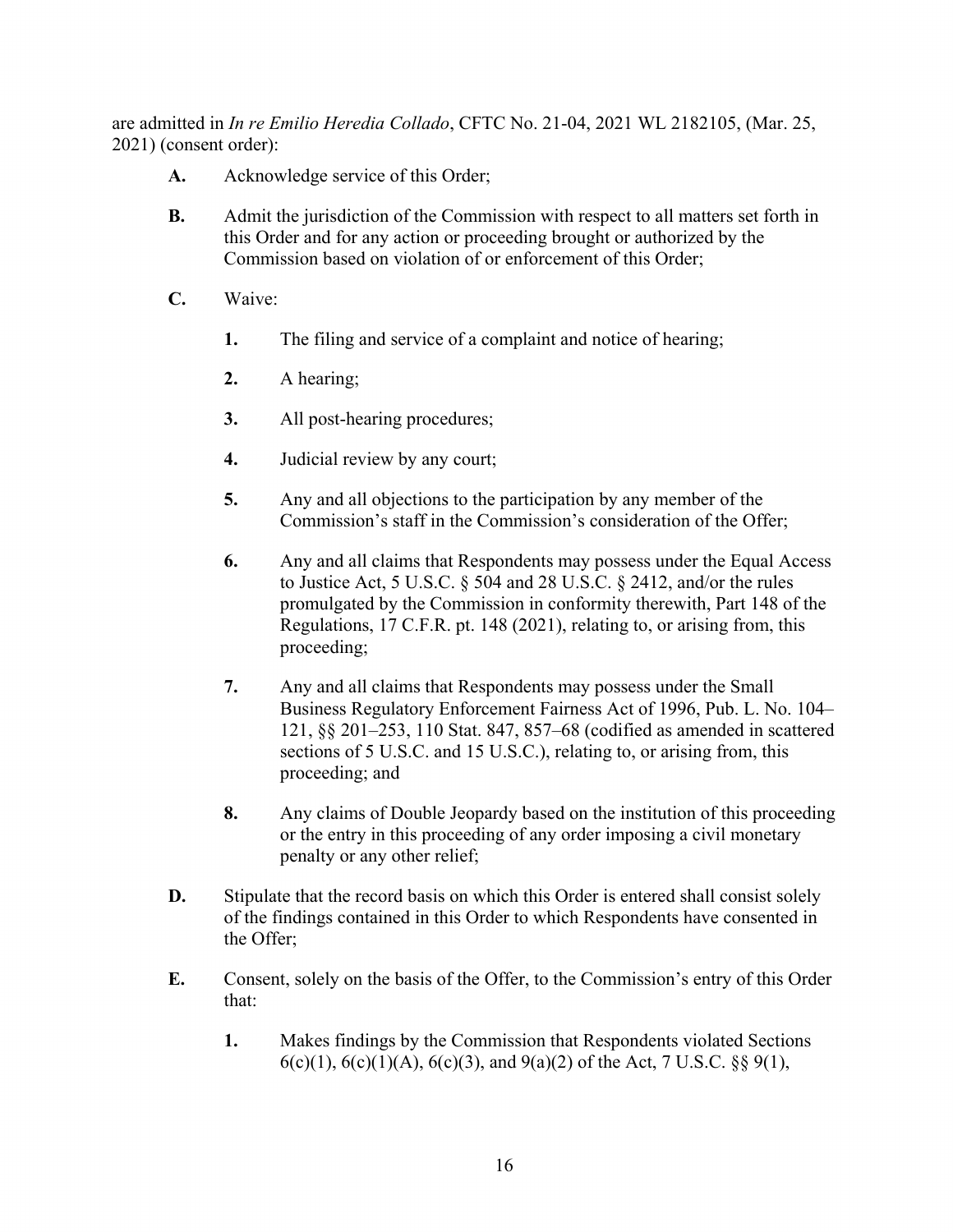are admitted in *In re Emilio Heredia Collado*, CFTC No. 21-04, 2021 WL 2182105, (Mar. 25, 2021) (consent order):

**A.** Acknowledge service of this Order;

**B.** Admit the jurisdiction of the Commission with respect to all matters set forth in this Order and for any action or proceeding brought or authorized by the Commission based on violation of or enforcement of this Order;

**C.** Waive:

> **1.** The filing and service of a complaint and notice of hearing;
>
> **2.** A hearing;
>
> **3.** All post-hearing procedures;
>
> **4.** Judicial review by any court;
>
> **5.** Any and all objections to the participation by any member of the Commission's staff in the Commission's consideration of the Offer;
>
> **6.** Any and all claims that Respondents may possess under the Equal Access to Justice Act, 5 U.S.C. § 504 and 28 U.S.C. § 2412, and/or the rules promulgated by the Commission in conformity therewith, Part 148 of the Regulations, 17 C.F.R. pt. 148 (2021), relating to, or arising from, this proceeding;
>
> **7.** Any and all claims that Respondents may possess under the Small Business Regulatory Enforcement Fairness Act of 1996, Pub. L. No. 104–121, §§ 201–253, 110 Stat. 847, 857–68 (codified as amended in scattered sections of 5 U.S.C. and 15 U.S.C.), relating to, or arising from, this proceeding; and
>
> **8.** Any claims of Double Jeopardy based on the institution of this proceeding or the entry in this proceeding of any order imposing a civil monetary penalty or any other relief;

**D.** Stipulate that the record basis on which this Order is entered shall consist solely of the findings contained in this Order to which Respondents have consented in the Offer;

**E.** Consent, solely on the basis of the Offer, to the Commission's entry of this Order that:

> **1.** Makes findings by the Commission that Respondents violated Sections 6(c)(1), 6(c)(1)(A), 6(c)(3), and 9(a)(2) of the Act, 7 U.S.C. §§ 9(1),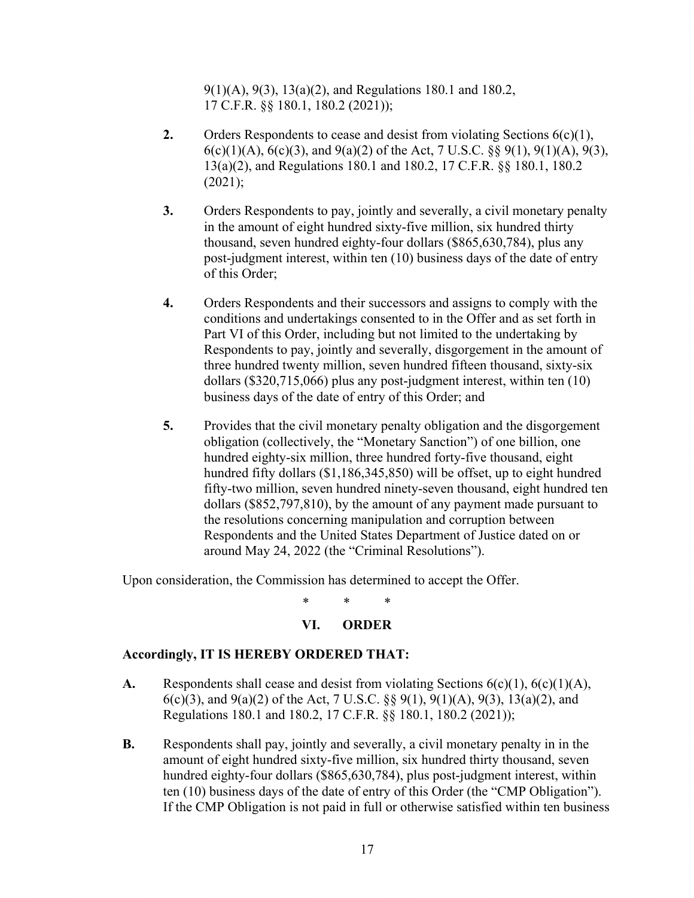9(1)(A), 9(3), 13(a)(2), and Regulations 180.1 and 180.2, 17 C.F.R. §§ 180.1, 180.2 (2021));

**2.** Orders Respondents to cease and desist from violating Sections 6(c)(1), 6(c)(1)(A), 6(c)(3), and 9(a)(2) of the Act, 7 U.S.C. §§ 9(1), 9(1)(A), 9(3), 13(a)(2), and Regulations 180.1 and 180.2, 17 C.F.R. §§ 180.1, 180.2 (2021);

**3.** Orders Respondents to pay, jointly and severally, a civil monetary penalty in the amount of eight hundred sixty-five million, six hundred thirty thousand, seven hundred eighty-four dollars ($865,630,784), plus any post-judgment interest, within ten (10) business days of the date of entry of this Order;

**4.** Orders Respondents and their successors and assigns to comply with the conditions and undertakings consented to in the Offer and as set forth in Part VI of this Order, including but not limited to the undertaking by Respondents to pay, jointly and severally, disgorgement in the amount of three hundred twenty million, seven hundred fifteen thousand, sixty-six dollars ($320,715,066) plus any post-judgment interest, within ten (10) business days of the date of entry of this Order; and

**5.** Provides that the civil monetary penalty obligation and the disgorgement obligation (collectively, the "Monetary Sanction") of one billion, one hundred eighty-six million, three hundred forty-five thousand, eight hundred fifty dollars ($1,186,345,850) will be offset, up to eight hundred fifty-two million, seven hundred ninety-seven thousand, eight hundred ten dollars ($852,797,810), by the amount of any payment made pursuant to the resolutions concerning manipulation and corruption between Respondents and the United States Department of Justice dated on or around May 24, 2022 (the "Criminal Resolutions").

Upon consideration, the Commission has determined to accept the Offer.

\* \* \*

## VI. ORDER

**Accordingly, IT IS HEREBY ORDERED THAT:**

**A.** Respondents shall cease and desist from violating Sections 6(c)(1), 6(c)(1)(A), 6(c)(3), and 9(a)(2) of the Act, 7 U.S.C. §§ 9(1), 9(1)(A), 9(3), 13(a)(2), and Regulations 180.1 and 180.2, 17 C.F.R. §§ 180.1, 180.2 (2021));

**B.** Respondents shall pay, jointly and severally, a civil monetary penalty in in the amount of eight hundred sixty-five million, six hundred thirty thousand, seven hundred eighty-four dollars ($865,630,784), plus post-judgment interest, within ten (10) business days of the date of entry of this Order (the "CMP Obligation"). If the CMP Obligation is not paid in full or otherwise satisfied within ten business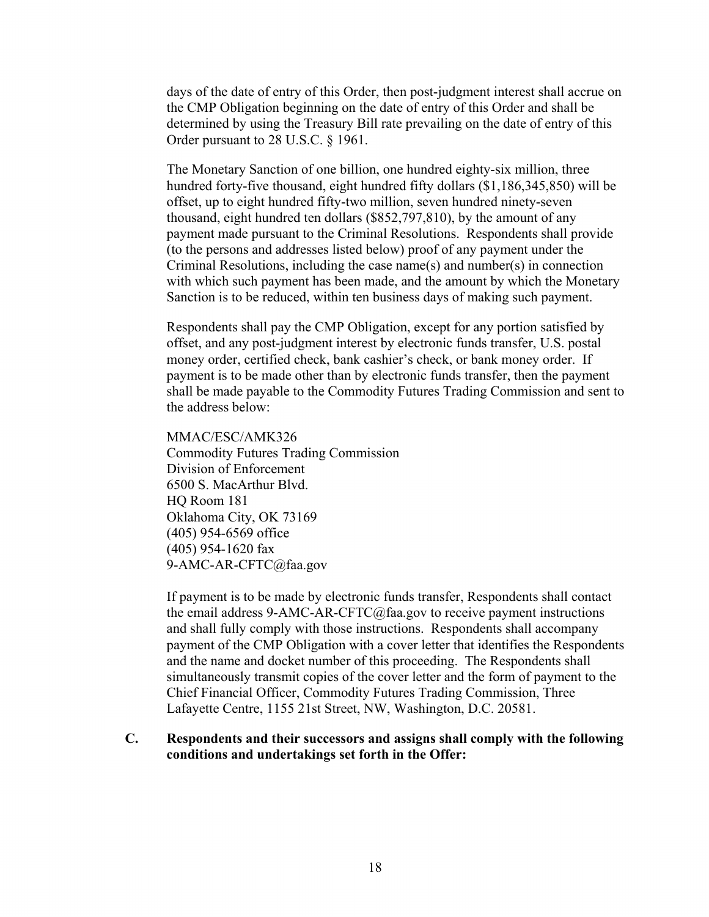days of the date of entry of this Order, then post-judgment interest shall accrue on the CMP Obligation beginning on the date of entry of this Order and shall be determined by using the Treasury Bill rate prevailing on the date of entry of this Order pursuant to 28 U.S.C. § 1961.

The Monetary Sanction of one billion, one hundred eighty-six million, three hundred forty-five thousand, eight hundred fifty dollars ($1,186,345,850) will be offset, up to eight hundred fifty-two million, seven hundred ninety-seven thousand, eight hundred ten dollars ($852,797,810), by the amount of any payment made pursuant to the Criminal Resolutions. Respondents shall provide (to the persons and addresses listed below) proof of any payment under the Criminal Resolutions, including the case name(s) and number(s) in connection with which such payment has been made, and the amount by which the Monetary Sanction is to be reduced, within ten business days of making such payment.

Respondents shall pay the CMP Obligation, except for any portion satisfied by offset, and any post-judgment interest by electronic funds transfer, U.S. postal money order, certified check, bank cashier's check, or bank money order. If payment is to be made other than by electronic funds transfer, then the payment shall be made payable to the Commodity Futures Trading Commission and sent to the address below:

MMAC/ESC/AMK326
Commodity Futures Trading Commission
Division of Enforcement
6500 S. MacArthur Blvd.
HQ Room 181
Oklahoma City, OK 73169
(405) 954-6569 office
(405) 954-1620 fax
9-AMC-AR-CFTC@faa.gov

If payment is to be made by electronic funds transfer, Respondents shall contact the email address 9-AMC-AR-CFTC@faa.gov to receive payment instructions and shall fully comply with those instructions. Respondents shall accompany payment of the CMP Obligation with a cover letter that identifies the Respondents and the name and docket number of this proceeding. The Respondents shall simultaneously transmit copies of the cover letter and the form of payment to the Chief Financial Officer, Commodity Futures Trading Commission, Three Lafayette Centre, 1155 21st Street, NW, Washington, D.C. 20581.

**C. Respondents and their successors and assigns shall comply with the following conditions and undertakings set forth in the Offer:**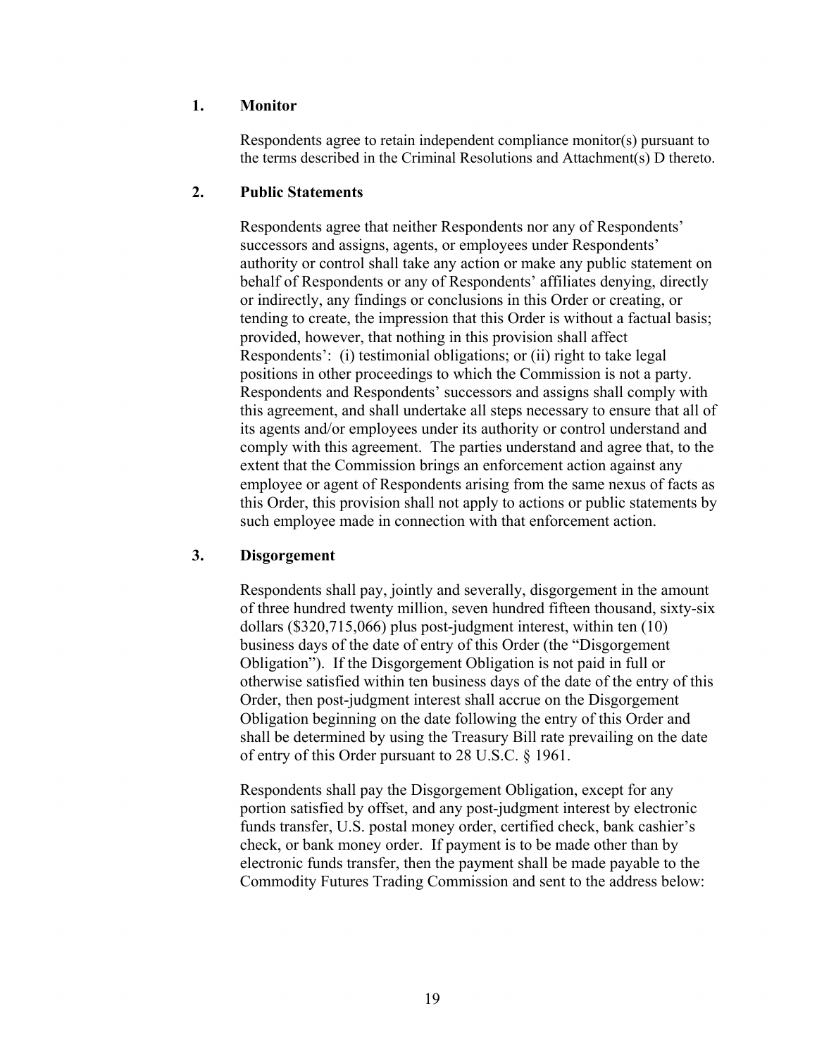1. **Monitor**

   Respondents agree to retain independent compliance monitor(s) pursuant to the terms described in the Criminal Resolutions and Attachment(s) D thereto.

2. **Public Statements**

   Respondents agree that neither Respondents nor any of Respondents' successors and assigns, agents, or employees under Respondents' authority or control shall take any action or make any public statement on behalf of Respondents or any of Respondents' affiliates denying, directly or indirectly, any findings or conclusions in this Order or creating, or tending to create, the impression that this Order is without a factual basis; provided, however, that nothing in this provision shall affect Respondents': (i) testimonial obligations; or (ii) right to take legal positions in other proceedings to which the Commission is not a party. Respondents and Respondents' successors and assigns shall comply with this agreement, and shall undertake all steps necessary to ensure that all of its agents and/or employees under its authority or control understand and comply with this agreement. The parties understand and agree that, to the extent that the Commission brings an enforcement action against any employee or agent of Respondents arising from the same nexus of facts as this Order, this provision shall not apply to actions or public statements by such employee made in connection with that enforcement action.

3. **Disgorgement**

   Respondents shall pay, jointly and severally, disgorgement in the amount of three hundred twenty million, seven hundred fifteen thousand, sixty-six dollars ($320,715,066) plus post-judgment interest, within ten (10) business days of the date of entry of this Order (the "Disgorgement Obligation"). If the Disgorgement Obligation is not paid in full or otherwise satisfied within ten business days of the date of the entry of this Order, then post-judgment interest shall accrue on the Disgorgement Obligation beginning on the date following the entry of this Order and shall be determined by using the Treasury Bill rate prevailing on the date of entry of this Order pursuant to 28 U.S.C. § 1961.

   Respondents shall pay the Disgorgement Obligation, except for any portion satisfied by offset, and any post-judgment interest by electronic funds transfer, U.S. postal money order, certified check, bank cashier's check, or bank money order. If payment is to be made other than by electronic funds transfer, then the payment shall be made payable to the Commodity Futures Trading Commission and sent to the address below: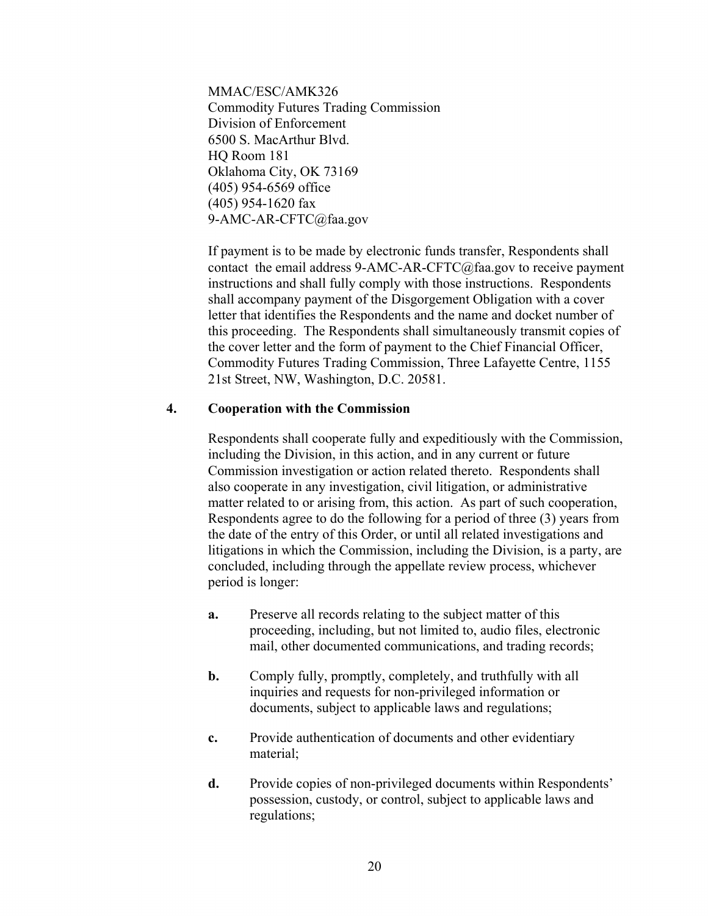MMAC/ESC/AMK326
Commodity Futures Trading Commission
Division of Enforcement
6500 S. MacArthur Blvd.
HQ Room 181
Oklahoma City, OK 73169
(405) 954-6569 office
(405) 954-1620 fax
9-AMC-AR-CFTC@faa.gov

If payment is to be made by electronic funds transfer, Respondents shall contact the email address 9-AMC-AR-CFTC@faa.gov to receive payment instructions and shall fully comply with those instructions. Respondents shall accompany payment of the Disgorgement Obligation with a cover letter that identifies the Respondents and the name and docket number of this proceeding. The Respondents shall simultaneously transmit copies of the cover letter and the form of payment to the Chief Financial Officer, Commodity Futures Trading Commission, Three Lafayette Centre, 1155 21st Street, NW, Washington, D.C. 20581.

**4. Cooperation with the Commission**

Respondents shall cooperate fully and expeditiously with the Commission, including the Division, in this action, and in any current or future Commission investigation or action related thereto. Respondents shall also cooperate in any investigation, civil litigation, or administrative matter related to or arising from, this action. As part of such cooperation, Respondents agree to do the following for a period of three (3) years from the date of the entry of this Order, or until all related investigations and litigations in which the Commission, including the Division, is a party, are concluded, including through the appellate review process, whichever period is longer:

**a.** Preserve all records relating to the subject matter of this proceeding, including, but not limited to, audio files, electronic mail, other documented communications, and trading records;

**b.** Comply fully, promptly, completely, and truthfully with all inquiries and requests for non-privileged information or documents, subject to applicable laws and regulations;

**c.** Provide authentication of documents and other evidentiary material;

**d.** Provide copies of non-privileged documents within Respondents' possession, custody, or control, subject to applicable laws and regulations;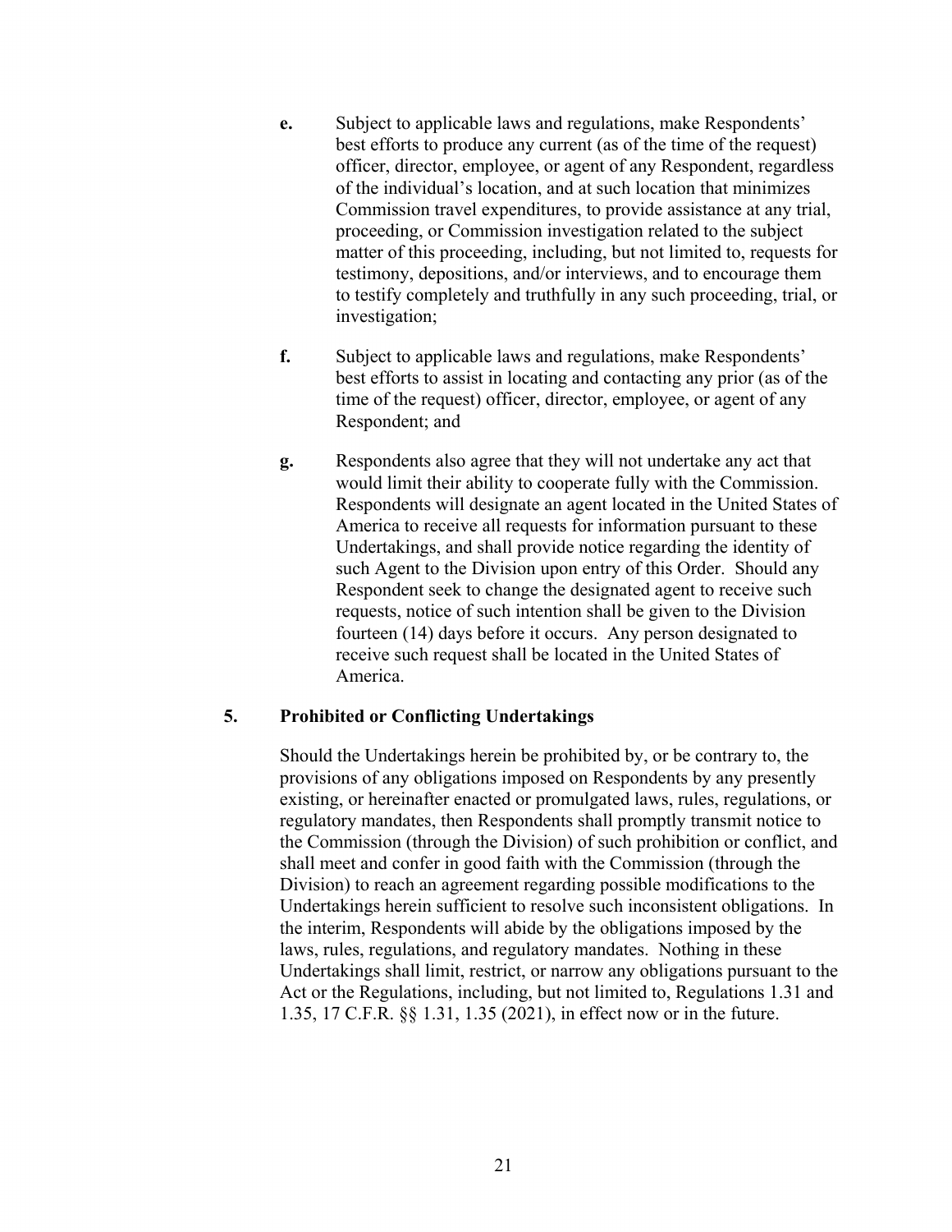**e.** Subject to applicable laws and regulations, make Respondents' best efforts to produce any current (as of the time of the request) officer, director, employee, or agent of any Respondent, regardless of the individual's location, and at such location that minimizes Commission travel expenditures, to provide assistance at any trial, proceeding, or Commission investigation related to the subject matter of this proceeding, including, but not limited to, requests for testimony, depositions, and/or interviews, and to encourage them to testify completely and truthfully in any such proceeding, trial, or investigation;

**f.** Subject to applicable laws and regulations, make Respondents' best efforts to assist in locating and contacting any prior (as of the time of the request) officer, director, employee, or agent of any Respondent; and

**g.** Respondents also agree that they will not undertake any act that would limit their ability to cooperate fully with the Commission. Respondents will designate an agent located in the United States of America to receive all requests for information pursuant to these Undertakings, and shall provide notice regarding the identity of such Agent to the Division upon entry of this Order. Should any Respondent seek to change the designated agent to receive such requests, notice of such intention shall be given to the Division fourteen (14) days before it occurs. Any person designated to receive such request shall be located in the United States of America.

**5. Prohibited or Conflicting Undertakings**

Should the Undertakings herein be prohibited by, or be contrary to, the provisions of any obligations imposed on Respondents by any presently existing, or hereinafter enacted or promulgated laws, rules, regulations, or regulatory mandates, then Respondents shall promptly transmit notice to the Commission (through the Division) of such prohibition or conflict, and shall meet and confer in good faith with the Commission (through the Division) to reach an agreement regarding possible modifications to the Undertakings herein sufficient to resolve such inconsistent obligations. In the interim, Respondents will abide by the obligations imposed by the laws, rules, regulations, and regulatory mandates. Nothing in these Undertakings shall limit, restrict, or narrow any obligations pursuant to the Act or the Regulations, including, but not limited to, Regulations 1.31 and 1.35, 17 C.F.R. §§ 1.31, 1.35 (2021), in effect now or in the future.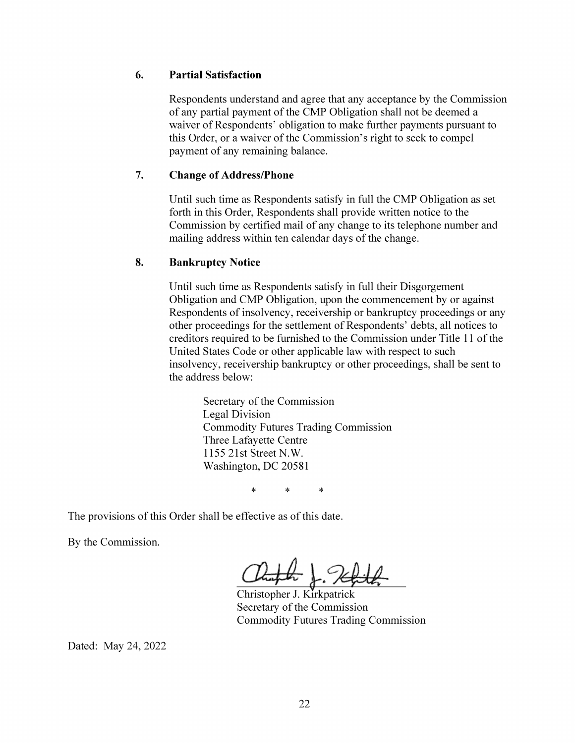**6. Partial Satisfaction**

Respondents understand and agree that any acceptance by the Commission of any partial payment of the CMP Obligation shall not be deemed a waiver of Respondents' obligation to make further payments pursuant to this Order, or a waiver of the Commission's right to seek to compel payment of any remaining balance.

**7. Change of Address/Phone**

Until such time as Respondents satisfy in full the CMP Obligation as set forth in this Order, Respondents shall provide written notice to the Commission by certified mail of any change to its telephone number and mailing address within ten calendar days of the change.

**8. Bankruptcy Notice**

Until such time as Respondents satisfy in full their Disgorgement Obligation and CMP Obligation, upon the commencement by or against Respondents of insolvency, receivership or bankruptcy proceedings or any other proceedings for the settlement of Respondents' debts, all notices to creditors required to be furnished to the Commission under Title 11 of the United States Code or other applicable law with respect to such insolvency, receivership bankruptcy or other proceedings, shall be sent to the address below:

Secretary of the Commission
Legal Division
Commodity Futures Trading Commission
Three Lafayette Centre
1155 21st Street N.W.
Washington, DC 20581

\* \* \*

The provisions of this Order shall be effective as of this date.

By the Commission.

Christopher J. Kirkpatrick
Secretary of the Commission
Commodity Futures Trading Commission

Dated: May 24, 2022